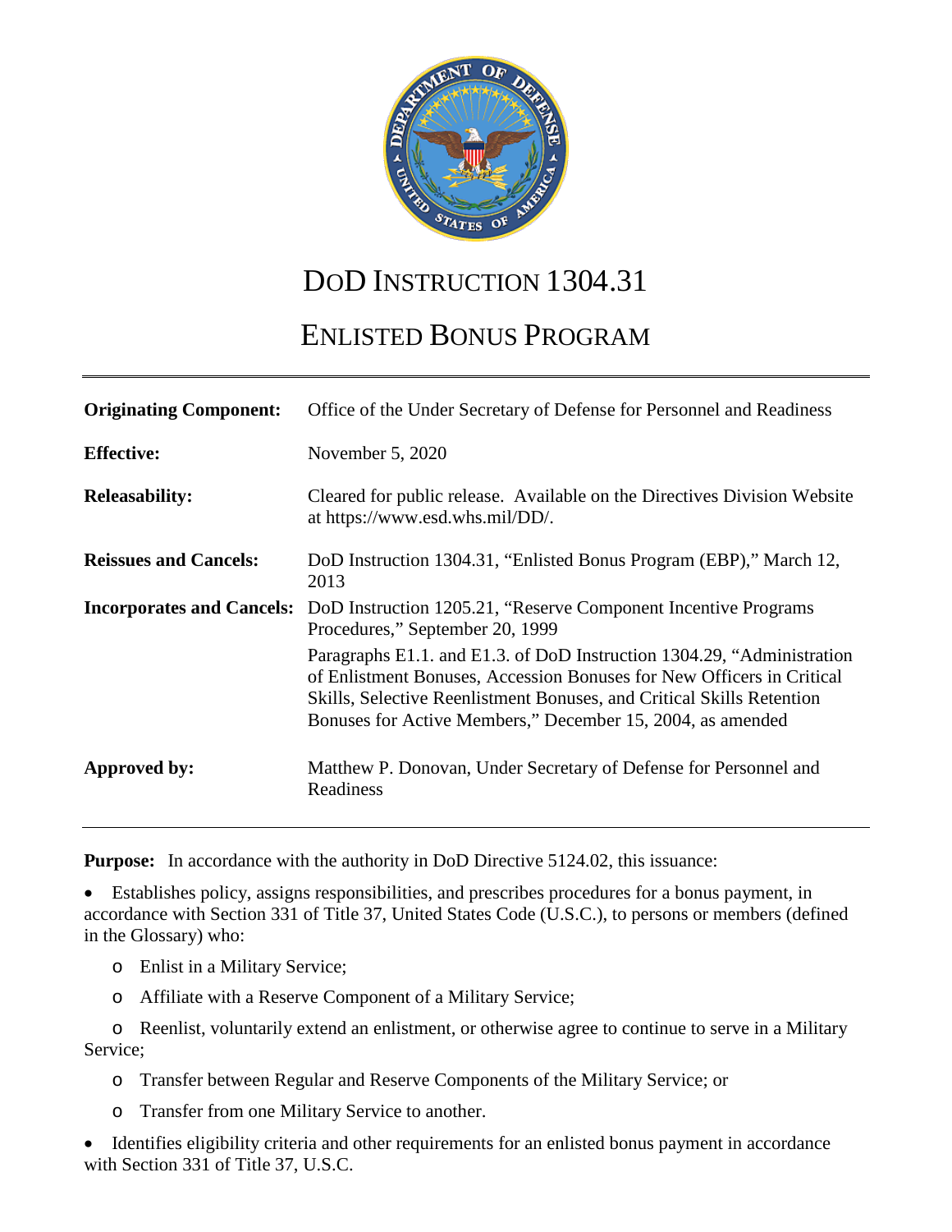# DoD INSTRUCTION 1304.31

# ENLISTED BONUS PROGRAM

| | |
|---|---|
| **Originating Component:** | Office of the Under Secretary of Defense for Personnel and Readiness |
| **Effective:** | November 5, 2020 |
| **Releasability:** | Cleared for public release. Available on the Directives Division Website at https://www.esd.whs.mil/DD/. |
| **Reissues and Cancels:** | DoD Instruction 1304.31, "Enlisted Bonus Program (EBP)," March 12, 2013 |
| **Incorporates and Cancels:** | DoD Instruction 1205.21, "Reserve Component Incentive Programs Procedures," September 20, 1999<br><br>Paragraphs E1.1. and E1.3. of DoD Instruction 1304.29, "Administration of Enlistment Bonuses, Accession Bonuses for New Officers in Critical Skills, Selective Reenlistment Bonuses, and Critical Skills Retention Bonuses for Active Members," December 15, 2004, as amended |
| **Approved by:** | Matthew P. Donovan, Under Secretary of Defense for Personnel and Readiness |

**Purpose:** In accordance with the authority in DoD Directive 5124.02, this issuance:

- Establishes policy, assigns responsibilities, and prescribes procedures for a bonus payment, in accordance with Section 331 of Title 37, United States Code (U.S.C.), to persons or members (defined in the Glossary) who:
  - Enlist in a Military Service;
  - Affiliate with a Reserve Component of a Military Service;
  - Reenlist, voluntarily extend an enlistment, or otherwise agree to continue to serve in a Military Service;
  - Transfer between Regular and Reserve Components of the Military Service; or
  - Transfer from one Military Service to another.
- Identifies eligibility criteria and other requirements for an enlisted bonus payment in accordance with Section 331 of Title 37, U.S.C.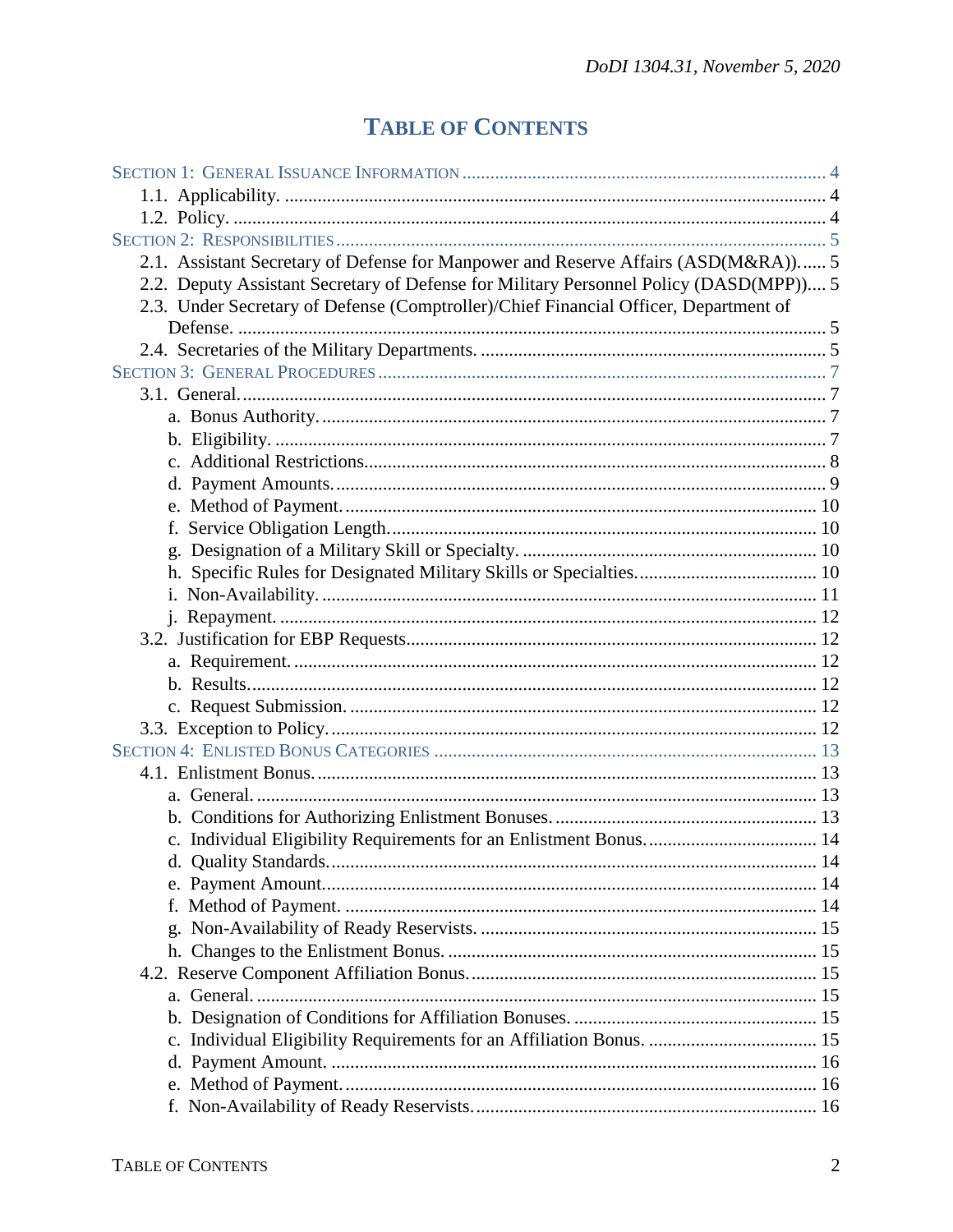# TABLE OF CONTENTS

SECTION 1: GENERAL ISSUANCE INFORMATION ............ 4
- 1.1. Applicability. ............ 4
- 1.2. Policy. ............ 4

SECTION 2: RESPONSIBILITIES ............ 5
- 2.1. Assistant Secretary of Defense for Manpower and Reserve Affairs (ASD(M&RA)). ..... 5
- 2.2. Deputy Assistant Secretary of Defense for Military Personnel Policy (DASD(MPP)).... 5
- 2.3. Under Secretary of Defense (Comptroller)/Chief Financial Officer, Department of Defense. ............ 5
- 2.4. Secretaries of the Military Departments. ............ 5

SECTION 3: GENERAL PROCEDURES ............ 7
- 3.1. General. ............ 7
  - a. Bonus Authority. ............ 7
  - b. Eligibility. ............ 7
  - c. Additional Restrictions. ............ 8
  - d. Payment Amounts. ............ 9
  - e. Method of Payment. ............ 10
  - f. Service Obligation Length. ............ 10
  - g. Designation of a Military Skill or Specialty. ............ 10
  - h. Specific Rules for Designated Military Skills or Specialties. ............ 10
  - i. Non-Availability. ............ 11
  - j. Repayment. ............ 12
- 3.2. Justification for EBP Requests. ............ 12
  - a. Requirement. ............ 12
  - b. Results. ............ 12
  - c. Request Submission. ............ 12
- 3.3. Exception to Policy. ............ 12

SECTION 4: ENLISTED BONUS CATEGORIES ............ 13
- 4.1. Enlistment Bonus. ............ 13
  - a. General. ............ 13
  - b. Conditions for Authorizing Enlistment Bonuses. ............ 13
  - c. Individual Eligibility Requirements for an Enlistment Bonus. ............ 14
  - d. Quality Standards. ............ 14
  - e. Payment Amount. ............ 14
  - f. Method of Payment. ............ 14
  - g. Non-Availability of Ready Reservists. ............ 15
  - h. Changes to the Enlistment Bonus. ............ 15
- 4.2. Reserve Component Affiliation Bonus. ............ 15
  - a. General. ............ 15
  - b. Designation of Conditions for Affiliation Bonuses. ............ 15
  - c. Individual Eligibility Requirements for an Affiliation Bonus. ............ 15
  - d. Payment Amount. ............ 16
  - e. Method of Payment. ............ 16
  - f. Non-Availability of Ready Reservists. ............ 16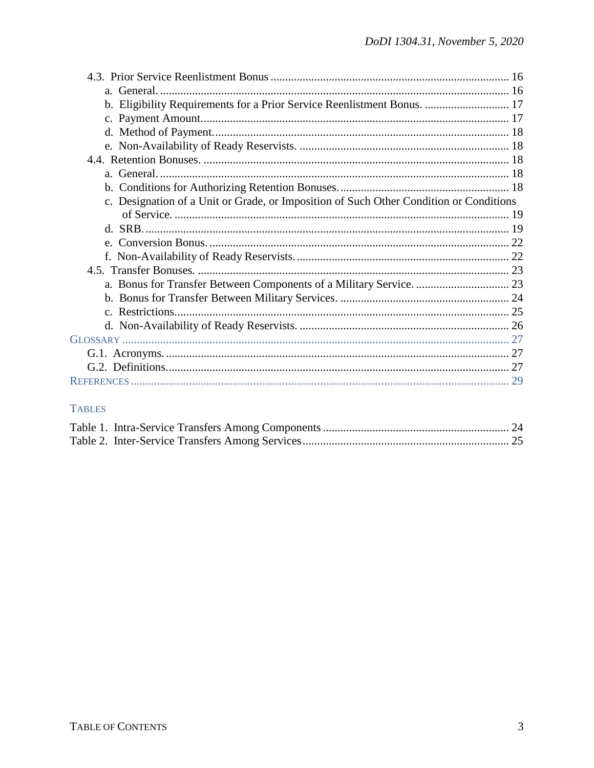4.3. Prior Service Reenlistment Bonus ................................................................................. 16
   a. General. ........................................................................................................ 16
   b. Eligibility Requirements for a Prior Service Reenlistment Bonus. ............................ 17
   c. Payment Amount.............................................................................................. 17
   d. Method of Payment........................................................................................ 18
   e. Non-Availability of Ready Reservists. ............................................................... 18
4.4. Retention Bonuses. ......................................................................................... 18
   a. General. ........................................................................................................ 18
   b. Conditions for Authorizing Retention Bonuses.................................................... 18
   c. Designation of a Unit or Grade, or Imposition of Such Other Condition or Conditions of Service. ............................................................................................................ 19
   d. SRB. ............................................................................................................ 19
   e. Conversion Bonus. ........................................................................................ 22
   f. Non-Availability of Ready Reservists. ................................................................ 22
4.5. Transfer Bonuses. .......................................................................................... 23
   a. Bonus for Transfer Between Components of a Military Service. ............................ 23
   b. Bonus for Transfer Between Military Services. ................................................... 24
   c. Restrictions.................................................................................................. 25
   d. Non-Availability of Ready Reservists. ............................................................... 26

GLOSSARY ............................................................................................................ 27
   G.1. Acronyms. ................................................................................................ 27
   G.2. Definitions................................................................................................. 27

REFERENCES ......................................................................................................... 29

TABLES

Table 1. Intra-Service Transfers Among Components ................................................ 24
Table 2. Inter-Service Transfers Among Services...................................................... 25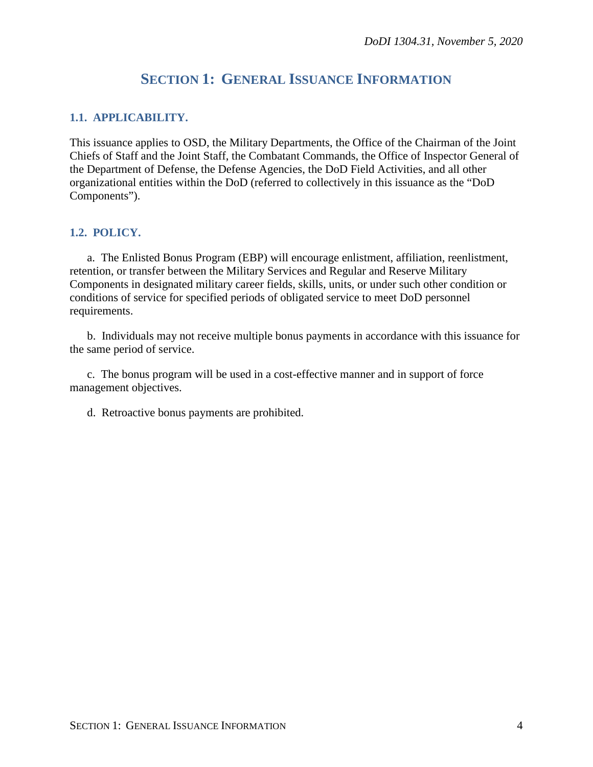# SECTION 1: GENERAL ISSUANCE INFORMATION

## 1.1. APPLICABILITY.

This issuance applies to OSD, the Military Departments, the Office of the Chairman of the Joint Chiefs of Staff and the Joint Staff, the Combatant Commands, the Office of Inspector General of the Department of Defense, the Defense Agencies, the DoD Field Activities, and all other organizational entities within the DoD (referred to collectively in this issuance as the "DoD Components").

## 1.2. POLICY.

a. The Enlisted Bonus Program (EBP) will encourage enlistment, affiliation, reenlistment, retention, or transfer between the Military Services and Regular and Reserve Military Components in designated military career fields, skills, units, or under such other condition or conditions of service for specified periods of obligated service to meet DoD personnel requirements.

b. Individuals may not receive multiple bonus payments in accordance with this issuance for the same period of service.

c. The bonus program will be used in a cost-effective manner and in support of force management objectives.

d. Retroactive bonus payments are prohibited.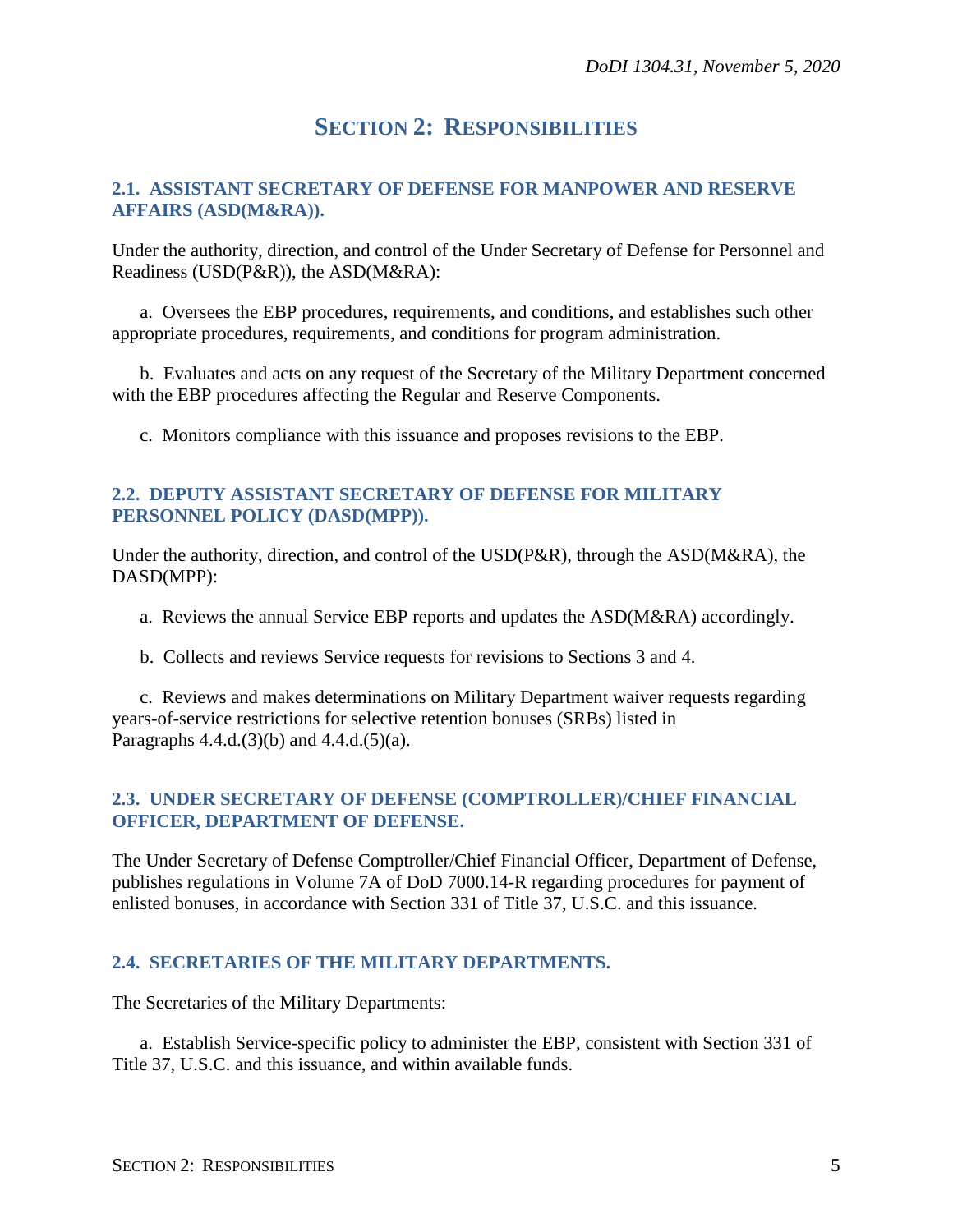# SECTION 2: RESPONSIBILITIES

## 2.1. ASSISTANT SECRETARY OF DEFENSE FOR MANPOWER AND RESERVE AFFAIRS (ASD(M&RA)).

Under the authority, direction, and control of the Under Secretary of Defense for Personnel and Readiness (USD(P&R)), the ASD(M&RA):

a. Oversees the EBP procedures, requirements, and conditions, and establishes such other appropriate procedures, requirements, and conditions for program administration.

b. Evaluates and acts on any request of the Secretary of the Military Department concerned with the EBP procedures affecting the Regular and Reserve Components.

c. Monitors compliance with this issuance and proposes revisions to the EBP.

## 2.2. DEPUTY ASSISTANT SECRETARY OF DEFENSE FOR MILITARY PERSONNEL POLICY (DASD(MPP)).

Under the authority, direction, and control of the USD(P&R), through the ASD(M&RA), the DASD(MPP):

a. Reviews the annual Service EBP reports and updates the ASD(M&RA) accordingly.

b. Collects and reviews Service requests for revisions to Sections 3 and 4.

c. Reviews and makes determinations on Military Department waiver requests regarding years-of-service restrictions for selective retention bonuses (SRBs) listed in Paragraphs 4.4.d.(3)(b) and 4.4.d.(5)(a).

## 2.3. UNDER SECRETARY OF DEFENSE (COMPTROLLER)/CHIEF FINANCIAL OFFICER, DEPARTMENT OF DEFENSE.

The Under Secretary of Defense Comptroller/Chief Financial Officer, Department of Defense, publishes regulations in Volume 7A of DoD 7000.14-R regarding procedures for payment of enlisted bonuses, in accordance with Section 331 of Title 37, U.S.C. and this issuance.

## 2.4. SECRETARIES OF THE MILITARY DEPARTMENTS.

The Secretaries of the Military Departments:

a. Establish Service-specific policy to administer the EBP, consistent with Section 331 of Title 37, U.S.C. and this issuance, and within available funds.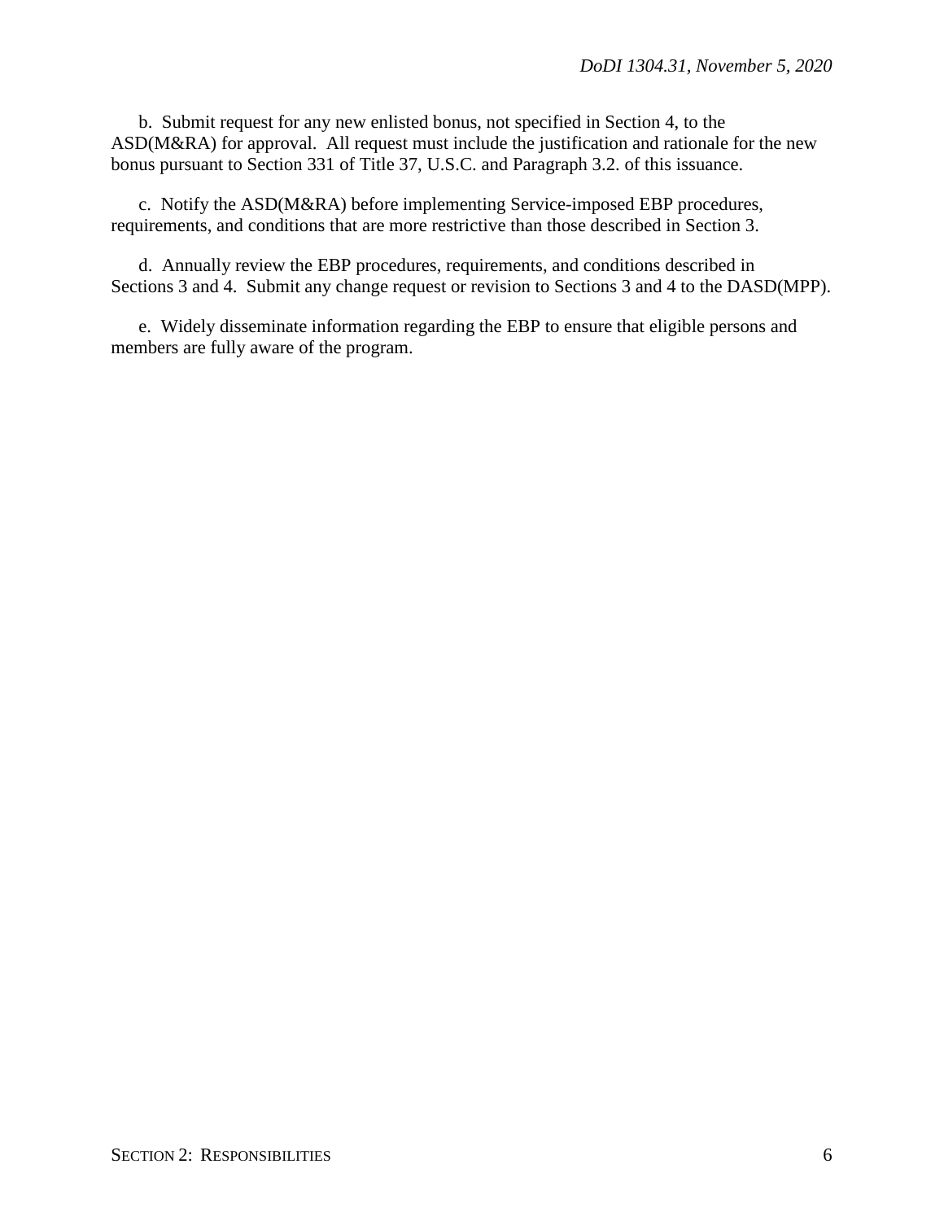b. Submit request for any new enlisted bonus, not specified in Section 4, to the ASD(M&RA) for approval. All request must include the justification and rationale for the new bonus pursuant to Section 331 of Title 37, U.S.C. and Paragraph 3.2. of this issuance.

c. Notify the ASD(M&RA) before implementing Service-imposed EBP procedures, requirements, and conditions that are more restrictive than those described in Section 3.

d. Annually review the EBP procedures, requirements, and conditions described in Sections 3 and 4. Submit any change request or revision to Sections 3 and 4 to the DASD(MPP).

e. Widely disseminate information regarding the EBP to ensure that eligible persons and members are fully aware of the program.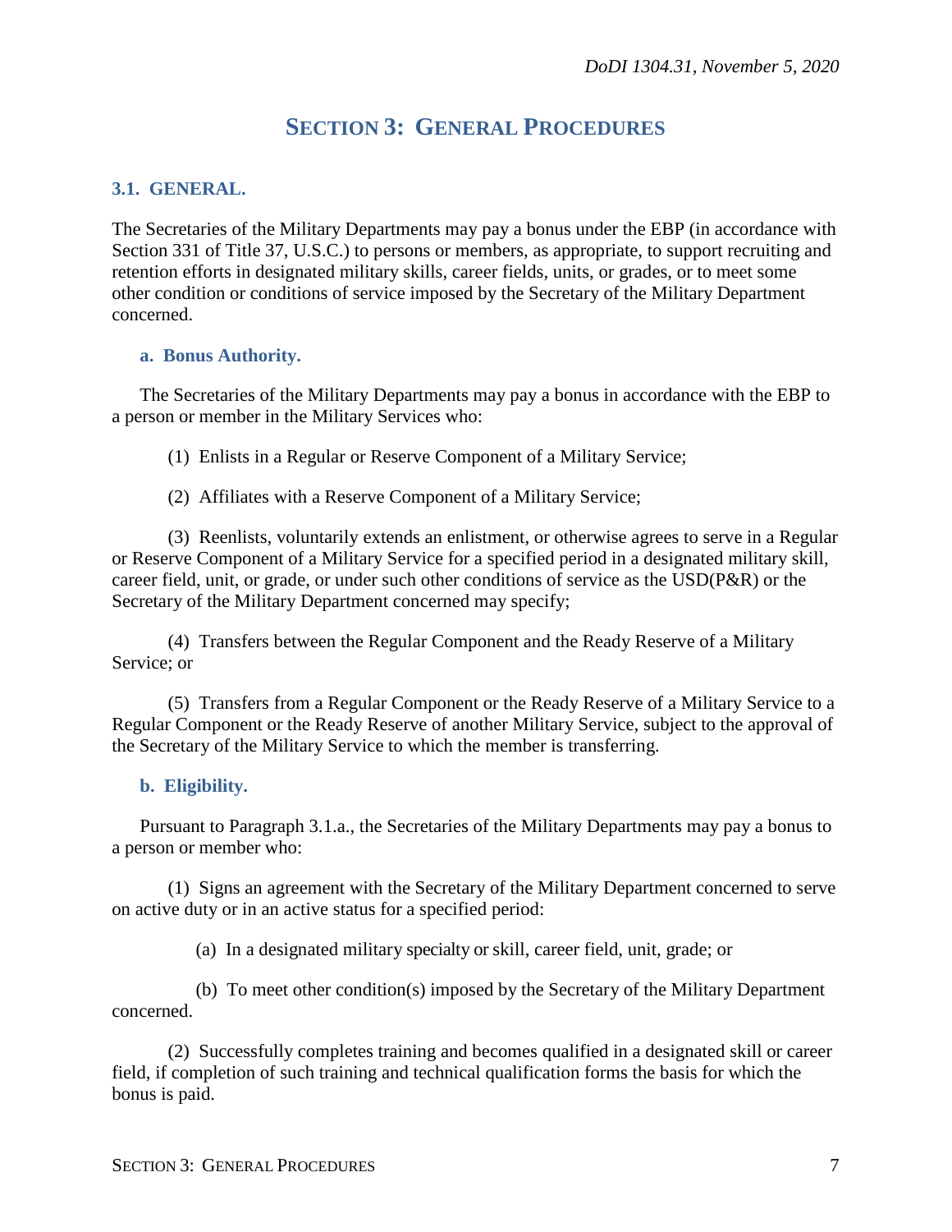# SECTION 3: GENERAL PROCEDURES

## 3.1. GENERAL.

The Secretaries of the Military Departments may pay a bonus under the EBP (in accordance with Section 331 of Title 37, U.S.C.) to persons or members, as appropriate, to support recruiting and retention efforts in designated military skills, career fields, units, or grades, or to meet some other condition or conditions of service imposed by the Secretary of the Military Department concerned.

### a. Bonus Authority.

The Secretaries of the Military Departments may pay a bonus in accordance with the EBP to a person or member in the Military Services who:

(1) Enlists in a Regular or Reserve Component of a Military Service;

(2) Affiliates with a Reserve Component of a Military Service;

(3) Reenlists, voluntarily extends an enlistment, or otherwise agrees to serve in a Regular or Reserve Component of a Military Service for a specified period in a designated military skill, career field, unit, or grade, or under such other conditions of service as the USD(P&R) or the Secretary of the Military Department concerned may specify;

(4) Transfers between the Regular Component and the Ready Reserve of a Military Service; or

(5) Transfers from a Regular Component or the Ready Reserve of a Military Service to a Regular Component or the Ready Reserve of another Military Service, subject to the approval of the Secretary of the Military Service to which the member is transferring.

### b. Eligibility.

Pursuant to Paragraph 3.1.a., the Secretaries of the Military Departments may pay a bonus to a person or member who:

(1) Signs an agreement with the Secretary of the Military Department concerned to serve on active duty or in an active status for a specified period:

(a) In a designated military specialty or skill, career field, unit, grade; or

(b) To meet other condition(s) imposed by the Secretary of the Military Department concerned.

(2) Successfully completes training and becomes qualified in a designated skill or career field, if completion of such training and technical qualification forms the basis for which the bonus is paid.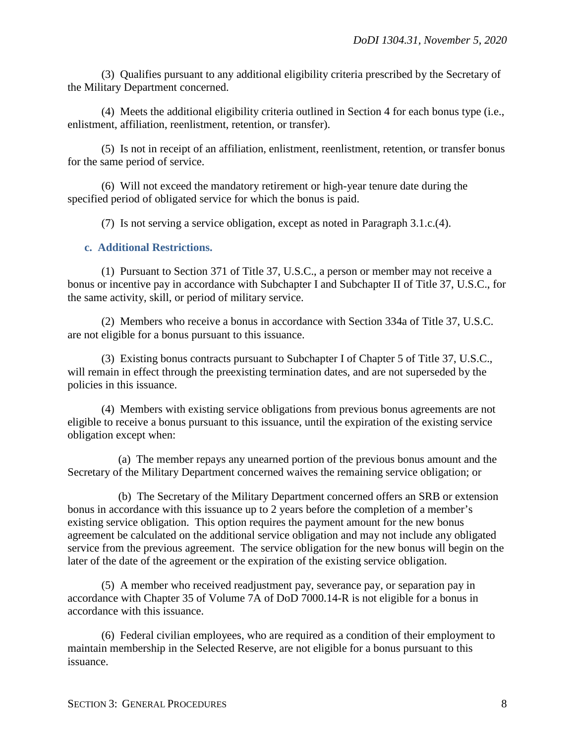(3) Qualifies pursuant to any additional eligibility criteria prescribed by the Secretary of the Military Department concerned.

(4) Meets the additional eligibility criteria outlined in Section 4 for each bonus type (i.e., enlistment, affiliation, reenlistment, retention, or transfer).

(5) Is not in receipt of an affiliation, enlistment, reenlistment, retention, or transfer bonus for the same period of service.

(6) Will not exceed the mandatory retirement or high-year tenure date during the specified period of obligated service for which the bonus is paid.

(7) Is not serving a service obligation, except as noted in Paragraph 3.1.c.(4).

**c. Additional Restrictions.**

(1) Pursuant to Section 371 of Title 37, U.S.C., a person or member may not receive a bonus or incentive pay in accordance with Subchapter I and Subchapter II of Title 37, U.S.C., for the same activity, skill, or period of military service.

(2) Members who receive a bonus in accordance with Section 334a of Title 37, U.S.C. are not eligible for a bonus pursuant to this issuance.

(3) Existing bonus contracts pursuant to Subchapter I of Chapter 5 of Title 37, U.S.C., will remain in effect through the preexisting termination dates, and are not superseded by the policies in this issuance.

(4) Members with existing service obligations from previous bonus agreements are not eligible to receive a bonus pursuant to this issuance, until the expiration of the existing service obligation except when:

(a) The member repays any unearned portion of the previous bonus amount and the Secretary of the Military Department concerned waives the remaining service obligation; or

(b) The Secretary of the Military Department concerned offers an SRB or extension bonus in accordance with this issuance up to 2 years before the completion of a member's existing service obligation. This option requires the payment amount for the new bonus agreement be calculated on the additional service obligation and may not include any obligated service from the previous agreement. The service obligation for the new bonus will begin on the later of the date of the agreement or the expiration of the existing service obligation.

(5) A member who received readjustment pay, severance pay, or separation pay in accordance with Chapter 35 of Volume 7A of DoD 7000.14-R is not eligible for a bonus in accordance with this issuance.

(6) Federal civilian employees, who are required as a condition of their employment to maintain membership in the Selected Reserve, are not eligible for a bonus pursuant to this issuance.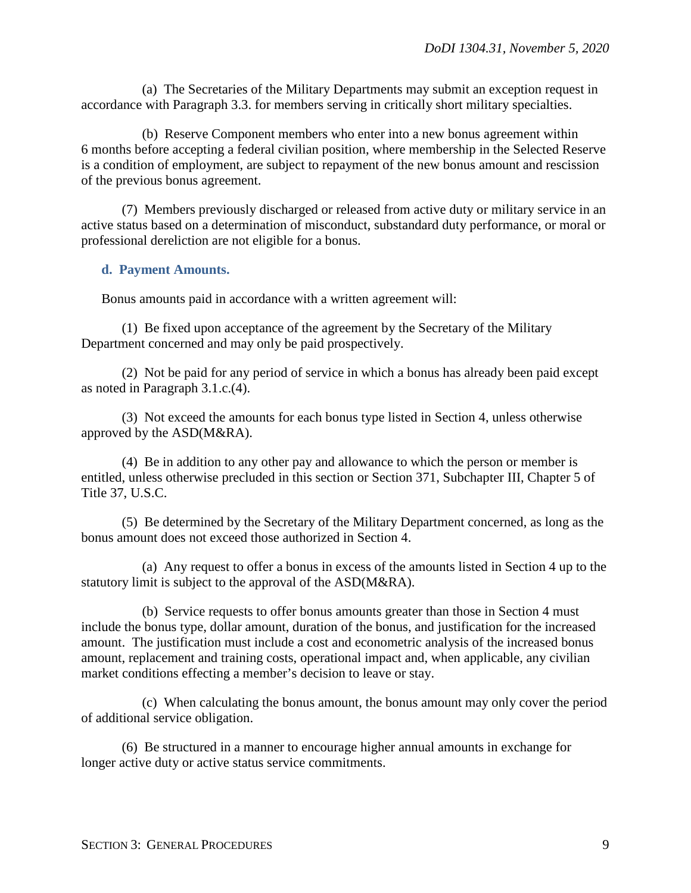(a) The Secretaries of the Military Departments may submit an exception request in accordance with Paragraph 3.3. for members serving in critically short military specialties.

(b) Reserve Component members who enter into a new bonus agreement within 6 months before accepting a federal civilian position, where membership in the Selected Reserve is a condition of employment, are subject to repayment of the new bonus amount and rescission of the previous bonus agreement.

(7) Members previously discharged or released from active duty or military service in an active status based on a determination of misconduct, substandard duty performance, or moral or professional dereliction are not eligible for a bonus.

**d. Payment Amounts.**

Bonus amounts paid in accordance with a written agreement will:

(1) Be fixed upon acceptance of the agreement by the Secretary of the Military Department concerned and may only be paid prospectively.

(2) Not be paid for any period of service in which a bonus has already been paid except as noted in Paragraph 3.1.c.(4).

(3) Not exceed the amounts for each bonus type listed in Section 4, unless otherwise approved by the ASD(M&RA).

(4) Be in addition to any other pay and allowance to which the person or member is entitled, unless otherwise precluded in this section or Section 371, Subchapter III, Chapter 5 of Title 37, U.S.C.

(5) Be determined by the Secretary of the Military Department concerned, as long as the bonus amount does not exceed those authorized in Section 4.

(a) Any request to offer a bonus in excess of the amounts listed in Section 4 up to the statutory limit is subject to the approval of the ASD(M&RA).

(b) Service requests to offer bonus amounts greater than those in Section 4 must include the bonus type, dollar amount, duration of the bonus, and justification for the increased amount. The justification must include a cost and econometric analysis of the increased bonus amount, replacement and training costs, operational impact and, when applicable, any civilian market conditions effecting a member's decision to leave or stay.

(c) When calculating the bonus amount, the bonus amount may only cover the period of additional service obligation.

(6) Be structured in a manner to encourage higher annual amounts in exchange for longer active duty or active status service commitments.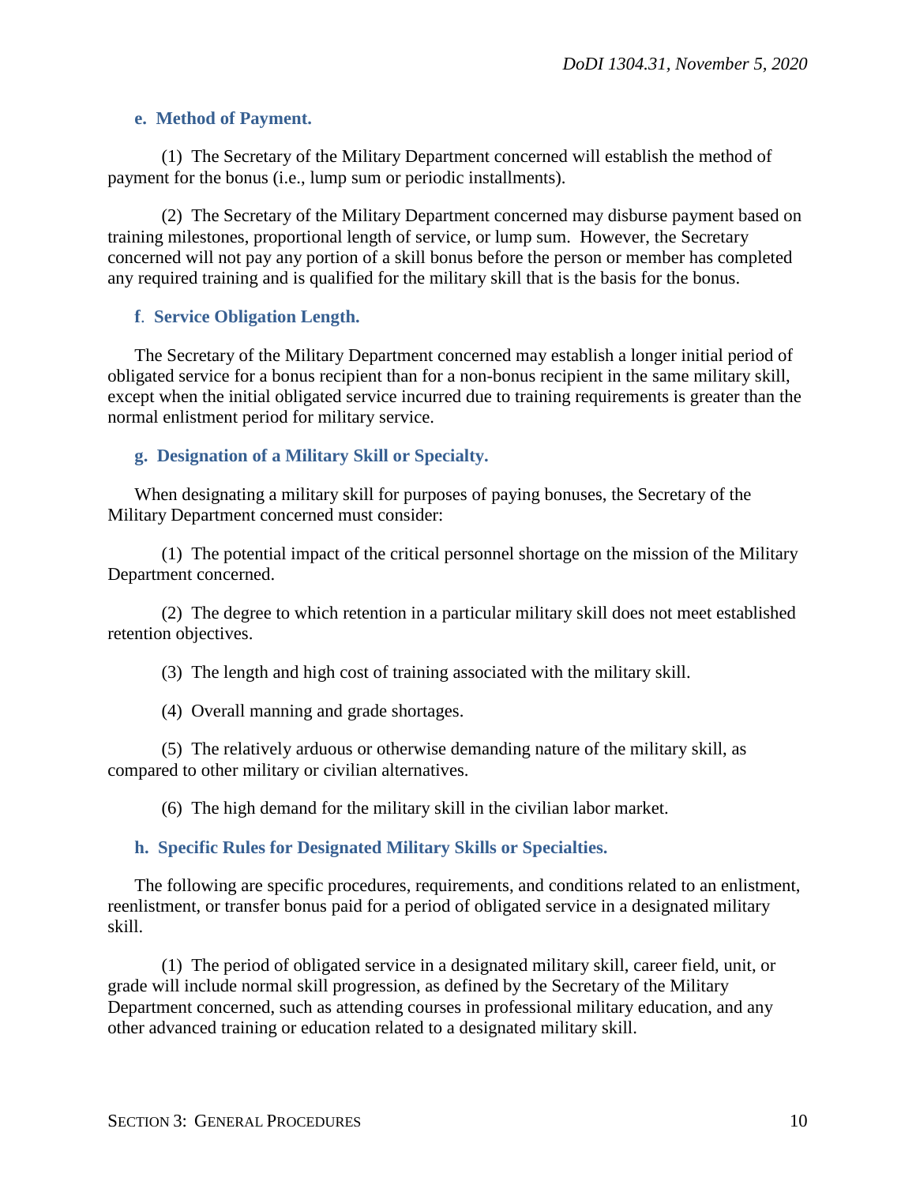### e. Method of Payment.

(1) The Secretary of the Military Department concerned will establish the method of payment for the bonus (i.e., lump sum or periodic installments).

(2) The Secretary of the Military Department concerned may disburse payment based on training milestones, proportional length of service, or lump sum. However, the Secretary concerned will not pay any portion of a skill bonus before the person or member has completed any required training and is qualified for the military skill that is the basis for the bonus.

### f. Service Obligation Length.

The Secretary of the Military Department concerned may establish a longer initial period of obligated service for a bonus recipient than for a non-bonus recipient in the same military skill, except when the initial obligated service incurred due to training requirements is greater than the normal enlistment period for military service.

### g. Designation of a Military Skill or Specialty.

When designating a military skill for purposes of paying bonuses, the Secretary of the Military Department concerned must consider:

(1) The potential impact of the critical personnel shortage on the mission of the Military Department concerned.

(2) The degree to which retention in a particular military skill does not meet established retention objectives.

(3) The length and high cost of training associated with the military skill.

(4) Overall manning and grade shortages.

(5) The relatively arduous or otherwise demanding nature of the military skill, as compared to other military or civilian alternatives.

(6) The high demand for the military skill in the civilian labor market.

### h. Specific Rules for Designated Military Skills or Specialties.

The following are specific procedures, requirements, and conditions related to an enlistment, reenlistment, or transfer bonus paid for a period of obligated service in a designated military skill.

(1) The period of obligated service in a designated military skill, career field, unit, or grade will include normal skill progression, as defined by the Secretary of the Military Department concerned, such as attending courses in professional military education, and any other advanced training or education related to a designated military skill.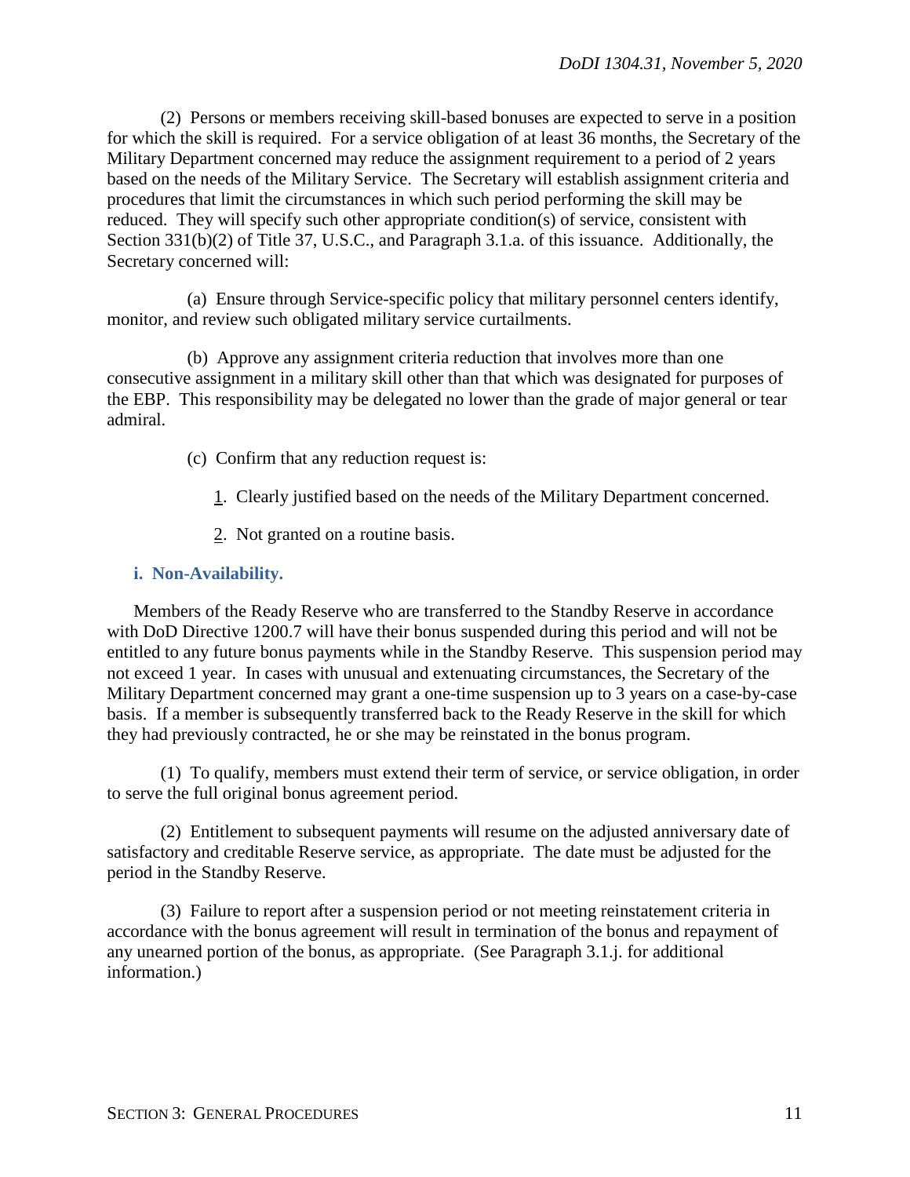(2) Persons or members receiving skill-based bonuses are expected to serve in a position for which the skill is required. For a service obligation of at least 36 months, the Secretary of the Military Department concerned may reduce the assignment requirement to a period of 2 years based on the needs of the Military Service. The Secretary will establish assignment criteria and procedures that limit the circumstances in which such period performing the skill may be reduced. They will specify such other appropriate condition(s) of service, consistent with Section 331(b)(2) of Title 37, U.S.C., and Paragraph 3.1.a. of this issuance. Additionally, the Secretary concerned will:

(a) Ensure through Service-specific policy that military personnel centers identify, monitor, and review such obligated military service curtailments.

(b) Approve any assignment criteria reduction that involves more than one consecutive assignment in a military skill other than that which was designated for purposes of the EBP. This responsibility may be delegated no lower than the grade of major general or tear admiral.

(c) Confirm that any reduction request is:

1. Clearly justified based on the needs of the Military Department concerned.

2. Not granted on a routine basis.

### i. Non-Availability.

Members of the Ready Reserve who are transferred to the Standby Reserve in accordance with DoD Directive 1200.7 will have their bonus suspended during this period and will not be entitled to any future bonus payments while in the Standby Reserve. This suspension period may not exceed 1 year. In cases with unusual and extenuating circumstances, the Secretary of the Military Department concerned may grant a one-time suspension up to 3 years on a case-by-case basis. If a member is subsequently transferred back to the Ready Reserve in the skill for which they had previously contracted, he or she may be reinstated in the bonus program.

(1) To qualify, members must extend their term of service, or service obligation, in order to serve the full original bonus agreement period.

(2) Entitlement to subsequent payments will resume on the adjusted anniversary date of satisfactory and creditable Reserve service, as appropriate. The date must be adjusted for the period in the Standby Reserve.

(3) Failure to report after a suspension period or not meeting reinstatement criteria in accordance with the bonus agreement will result in termination of the bonus and repayment of any unearned portion of the bonus, as appropriate. (See Paragraph 3.1.j. for additional information.)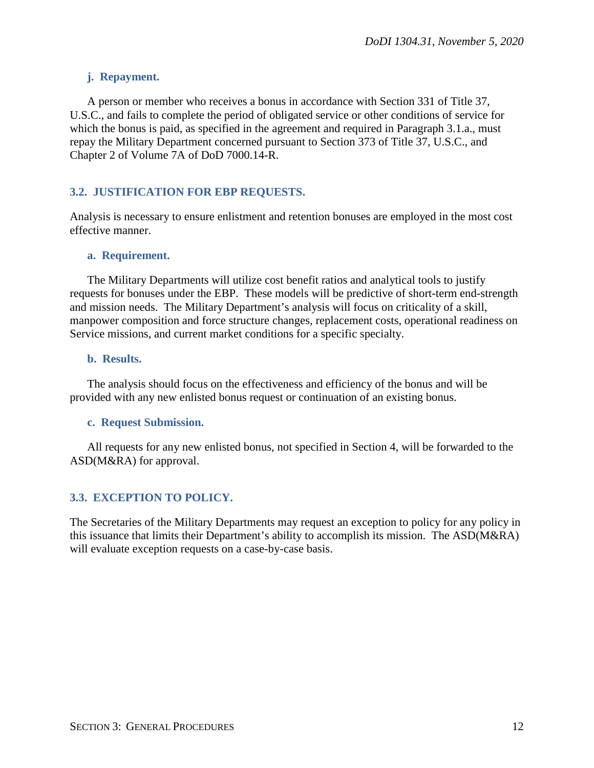#### j. Repayment.

A person or member who receives a bonus in accordance with Section 331 of Title 37, U.S.C., and fails to complete the period of obligated service or other conditions of service for which the bonus is paid, as specified in the agreement and required in Paragraph 3.1.a., must repay the Military Department concerned pursuant to Section 373 of Title 37, U.S.C., and Chapter 2 of Volume 7A of DoD 7000.14-R.

### 3.2. JUSTIFICATION FOR EBP REQUESTS.

Analysis is necessary to ensure enlistment and retention bonuses are employed in the most cost effective manner.

#### a. Requirement.

The Military Departments will utilize cost benefit ratios and analytical tools to justify requests for bonuses under the EBP. These models will be predictive of short-term end-strength and mission needs. The Military Department's analysis will focus on criticality of a skill, manpower composition and force structure changes, replacement costs, operational readiness on Service missions, and current market conditions for a specific specialty.

#### b. Results.

The analysis should focus on the effectiveness and efficiency of the bonus and will be provided with any new enlisted bonus request or continuation of an existing bonus.

#### c. Request Submission.

All requests for any new enlisted bonus, not specified in Section 4, will be forwarded to the ASD(M&RA) for approval.

### 3.3. EXCEPTION TO POLICY.

The Secretaries of the Military Departments may request an exception to policy for any policy in this issuance that limits their Department's ability to accomplish its mission. The ASD(M&RA) will evaluate exception requests on a case-by-case basis.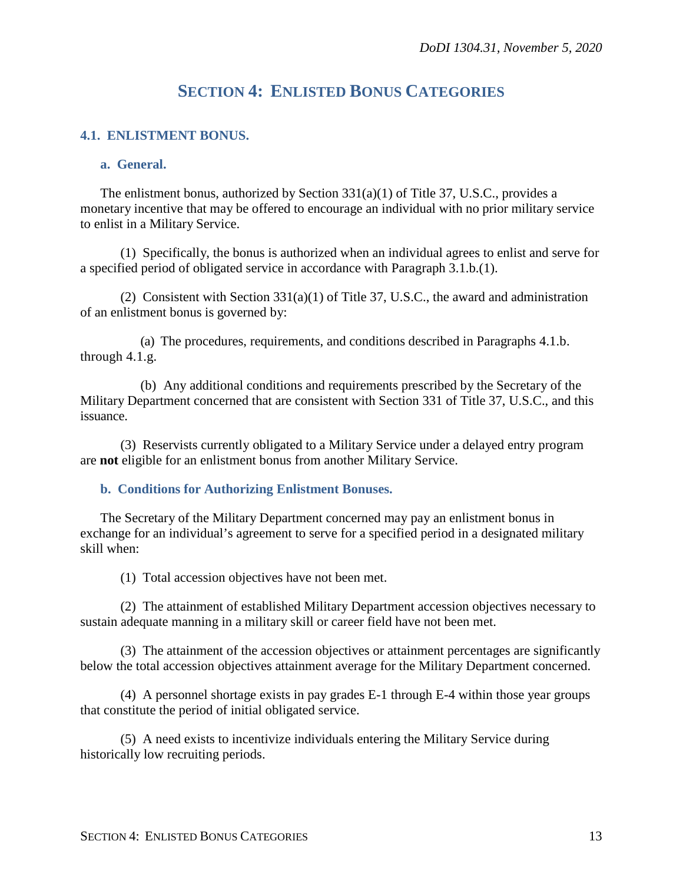# SECTION 4: ENLISTED BONUS CATEGORIES

## 4.1. ENLISTMENT BONUS.

### a. General.

The enlistment bonus, authorized by Section 331(a)(1) of Title 37, U.S.C., provides a monetary incentive that may be offered to encourage an individual with no prior military service to enlist in a Military Service.

(1) Specifically, the bonus is authorized when an individual agrees to enlist and serve for a specified period of obligated service in accordance with Paragraph 3.1.b.(1).

(2) Consistent with Section 331(a)(1) of Title 37, U.S.C., the award and administration of an enlistment bonus is governed by:

(a) The procedures, requirements, and conditions described in Paragraphs 4.1.b. through 4.1.g.

(b) Any additional conditions and requirements prescribed by the Secretary of the Military Department concerned that are consistent with Section 331 of Title 37, U.S.C., and this issuance.

(3) Reservists currently obligated to a Military Service under a delayed entry program are **not** eligible for an enlistment bonus from another Military Service.

### b. Conditions for Authorizing Enlistment Bonuses.

The Secretary of the Military Department concerned may pay an enlistment bonus in exchange for an individual's agreement to serve for a specified period in a designated military skill when:

(1) Total accession objectives have not been met.

(2) The attainment of established Military Department accession objectives necessary to sustain adequate manning in a military skill or career field have not been met.

(3) The attainment of the accession objectives or attainment percentages are significantly below the total accession objectives attainment average for the Military Department concerned.

(4) A personnel shortage exists in pay grades E-1 through E-4 within those year groups that constitute the period of initial obligated service.

(5) A need exists to incentivize individuals entering the Military Service during historically low recruiting periods.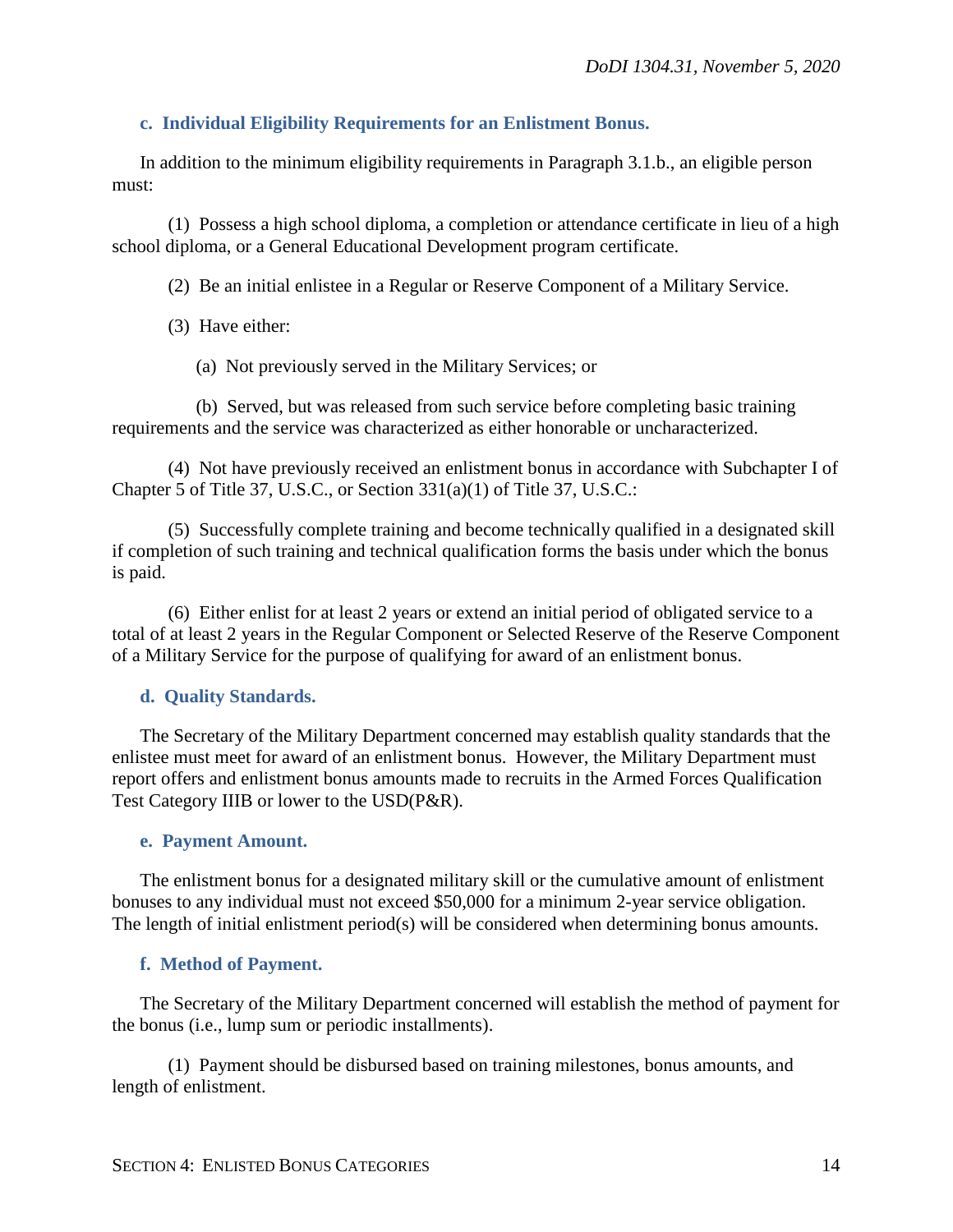### c. Individual Eligibility Requirements for an Enlistment Bonus.

In addition to the minimum eligibility requirements in Paragraph 3.1.b., an eligible person must:

(1) Possess a high school diploma, a completion or attendance certificate in lieu of a high school diploma, or a General Educational Development program certificate.

(2) Be an initial enlistee in a Regular or Reserve Component of a Military Service.

(3) Have either:

(a) Not previously served in the Military Services; or

(b) Served, but was released from such service before completing basic training requirements and the service was characterized as either honorable or uncharacterized.

(4) Not have previously received an enlistment bonus in accordance with Subchapter I of Chapter 5 of Title 37, U.S.C., or Section 331(a)(1) of Title 37, U.S.C.:

(5) Successfully complete training and become technically qualified in a designated skill if completion of such training and technical qualification forms the basis under which the bonus is paid.

(6) Either enlist for at least 2 years or extend an initial period of obligated service to a total of at least 2 years in the Regular Component or Selected Reserve of the Reserve Component of a Military Service for the purpose of qualifying for award of an enlistment bonus.

### d. Quality Standards.

The Secretary of the Military Department concerned may establish quality standards that the enlistee must meet for award of an enlistment bonus. However, the Military Department must report offers and enlistment bonus amounts made to recruits in the Armed Forces Qualification Test Category IIIB or lower to the USD(P&R).

### e. Payment Amount.

The enlistment bonus for a designated military skill or the cumulative amount of enlistment bonuses to any individual must not exceed $50,000 for a minimum 2-year service obligation. The length of initial enlistment period(s) will be considered when determining bonus amounts.

### f. Method of Payment.

The Secretary of the Military Department concerned will establish the method of payment for the bonus (i.e., lump sum or periodic installments).

(1) Payment should be disbursed based on training milestones, bonus amounts, and length of enlistment.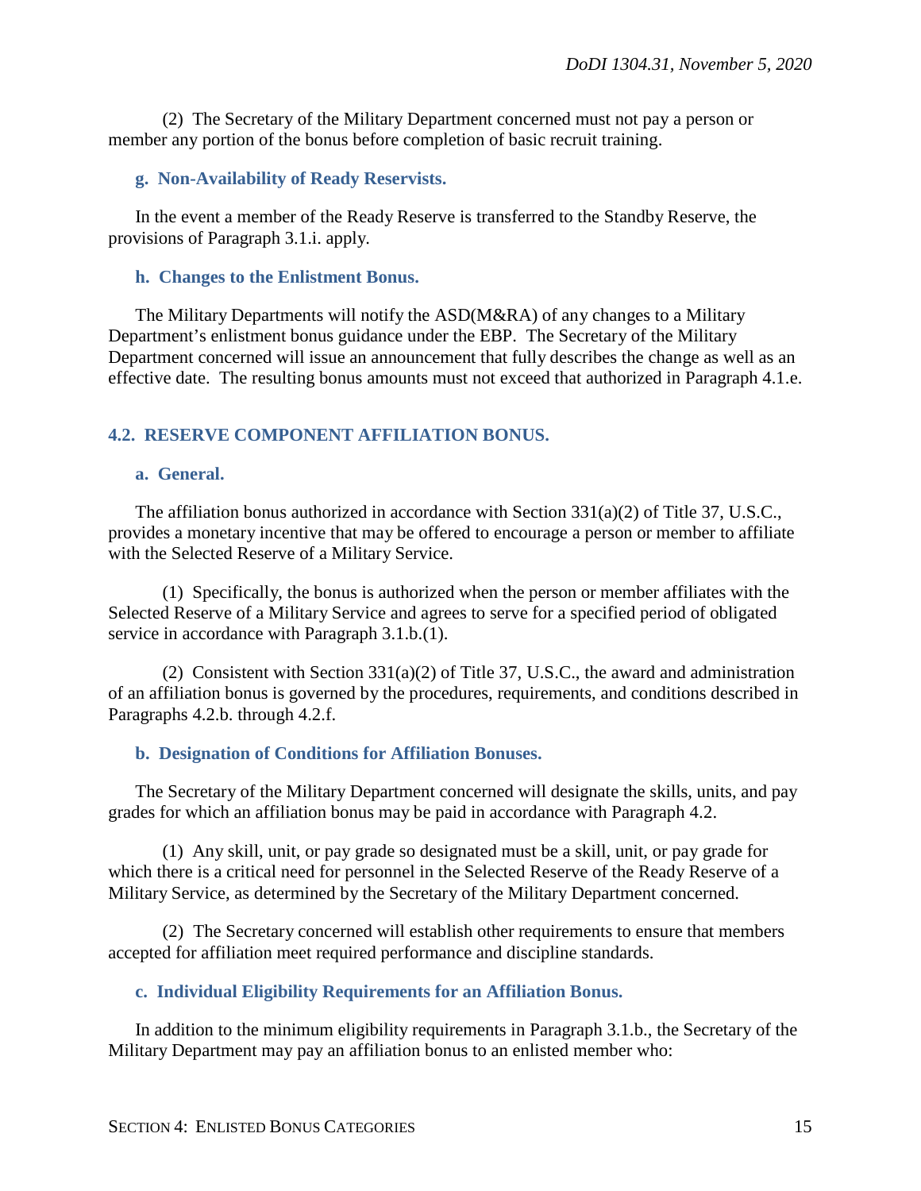(2) The Secretary of the Military Department concerned must not pay a person or member any portion of the bonus before completion of basic recruit training.

### g. Non-Availability of Ready Reservists.

In the event a member of the Ready Reserve is transferred to the Standby Reserve, the provisions of Paragraph 3.1.i. apply.

### h. Changes to the Enlistment Bonus.

The Military Departments will notify the ASD(M&RA) of any changes to a Military Department's enlistment bonus guidance under the EBP. The Secretary of the Military Department concerned will issue an announcement that fully describes the change as well as an effective date. The resulting bonus amounts must not exceed that authorized in Paragraph 4.1.e.

## 4.2. RESERVE COMPONENT AFFILIATION BONUS.

### a. General.

The affiliation bonus authorized in accordance with Section 331(a)(2) of Title 37, U.S.C., provides a monetary incentive that may be offered to encourage a person or member to affiliate with the Selected Reserve of a Military Service.

(1) Specifically, the bonus is authorized when the person or member affiliates with the Selected Reserve of a Military Service and agrees to serve for a specified period of obligated service in accordance with Paragraph 3.1.b.(1).

(2) Consistent with Section 331(a)(2) of Title 37, U.S.C., the award and administration of an affiliation bonus is governed by the procedures, requirements, and conditions described in Paragraphs 4.2.b. through 4.2.f.

### b. Designation of Conditions for Affiliation Bonuses.

The Secretary of the Military Department concerned will designate the skills, units, and pay grades for which an affiliation bonus may be paid in accordance with Paragraph 4.2.

(1) Any skill, unit, or pay grade so designated must be a skill, unit, or pay grade for which there is a critical need for personnel in the Selected Reserve of the Ready Reserve of a Military Service, as determined by the Secretary of the Military Department concerned.

(2) The Secretary concerned will establish other requirements to ensure that members accepted for affiliation meet required performance and discipline standards.

### c. Individual Eligibility Requirements for an Affiliation Bonus.

In addition to the minimum eligibility requirements in Paragraph 3.1.b., the Secretary of the Military Department may pay an affiliation bonus to an enlisted member who: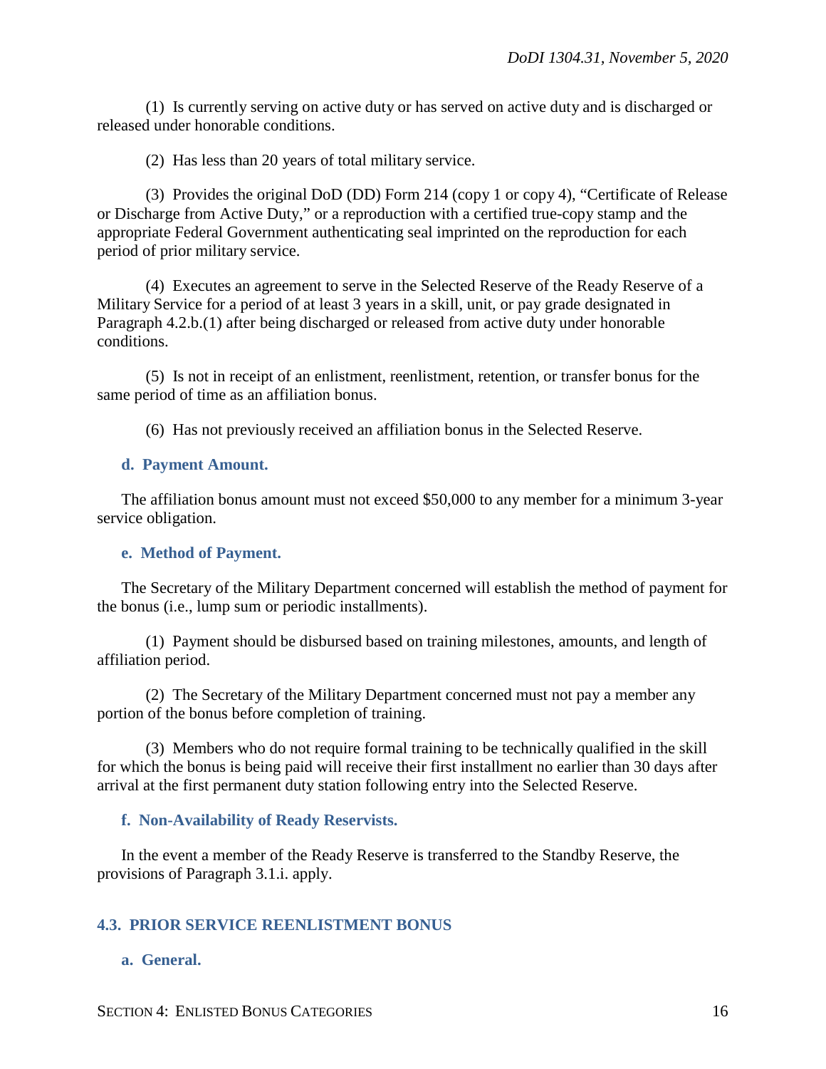(1) Is currently serving on active duty or has served on active duty and is discharged or released under honorable conditions.

(2) Has less than 20 years of total military service.

(3) Provides the original DoD (DD) Form 214 (copy 1 or copy 4), "Certificate of Release or Discharge from Active Duty," or a reproduction with a certified true-copy stamp and the appropriate Federal Government authenticating seal imprinted on the reproduction for each period of prior military service.

(4) Executes an agreement to serve in the Selected Reserve of the Ready Reserve of a Military Service for a period of at least 3 years in a skill, unit, or pay grade designated in Paragraph 4.2.b.(1) after being discharged or released from active duty under honorable conditions.

(5) Is not in receipt of an enlistment, reenlistment, retention, or transfer bonus for the same period of time as an affiliation bonus.

(6) Has not previously received an affiliation bonus in the Selected Reserve.

### d. Payment Amount.

The affiliation bonus amount must not exceed $50,000 to any member for a minimum 3-year service obligation.

### e. Method of Payment.

The Secretary of the Military Department concerned will establish the method of payment for the bonus (i.e., lump sum or periodic installments).

(1) Payment should be disbursed based on training milestones, amounts, and length of affiliation period.

(2) The Secretary of the Military Department concerned must not pay a member any portion of the bonus before completion of training.

(3) Members who do not require formal training to be technically qualified in the skill for which the bonus is being paid will receive their first installment no earlier than 30 days after arrival at the first permanent duty station following entry into the Selected Reserve.

### f. Non-Availability of Ready Reservists.

In the event a member of the Ready Reserve is transferred to the Standby Reserve, the provisions of Paragraph 3.1.i. apply.

## 4.3. PRIOR SERVICE REENLISTMENT BONUS

### a. General.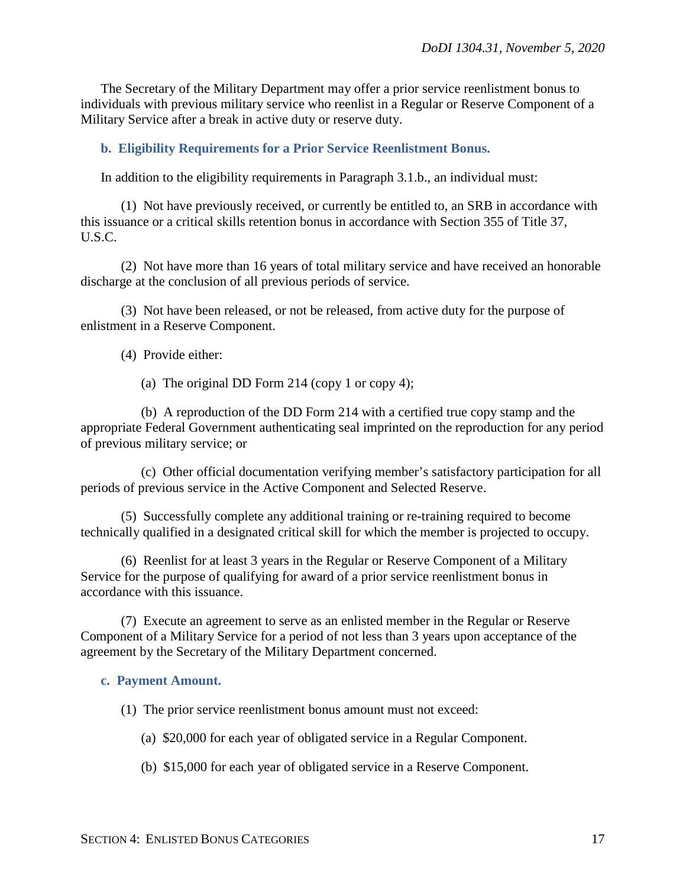The Secretary of the Military Department may offer a prior service reenlistment bonus to individuals with previous military service who reenlist in a Regular or Reserve Component of a Military Service after a break in active duty or reserve duty.

### b. Eligibility Requirements for a Prior Service Reenlistment Bonus.

In addition to the eligibility requirements in Paragraph 3.1.b., an individual must:

(1) Not have previously received, or currently be entitled to, an SRB in accordance with this issuance or a critical skills retention bonus in accordance with Section 355 of Title 37, U.S.C.

(2) Not have more than 16 years of total military service and have received an honorable discharge at the conclusion of all previous periods of service.

(3) Not have been released, or not be released, from active duty for the purpose of enlistment in a Reserve Component.

(4) Provide either:

(a) The original DD Form 214 (copy 1 or copy 4);

(b) A reproduction of the DD Form 214 with a certified true copy stamp and the appropriate Federal Government authenticating seal imprinted on the reproduction for any period of previous military service; or

(c) Other official documentation verifying member's satisfactory participation for all periods of previous service in the Active Component and Selected Reserve.

(5) Successfully complete any additional training or re-training required to become technically qualified in a designated critical skill for which the member is projected to occupy.

(6) Reenlist for at least 3 years in the Regular or Reserve Component of a Military Service for the purpose of qualifying for award of a prior service reenlistment bonus in accordance with this issuance.

(7) Execute an agreement to serve as an enlisted member in the Regular or Reserve Component of a Military Service for a period of not less than 3 years upon acceptance of the agreement by the Secretary of the Military Department concerned.

### c. Payment Amount.

(1) The prior service reenlistment bonus amount must not exceed:

(a) $20,000 for each year of obligated service in a Regular Component.

(b) $15,000 for each year of obligated service in a Reserve Component.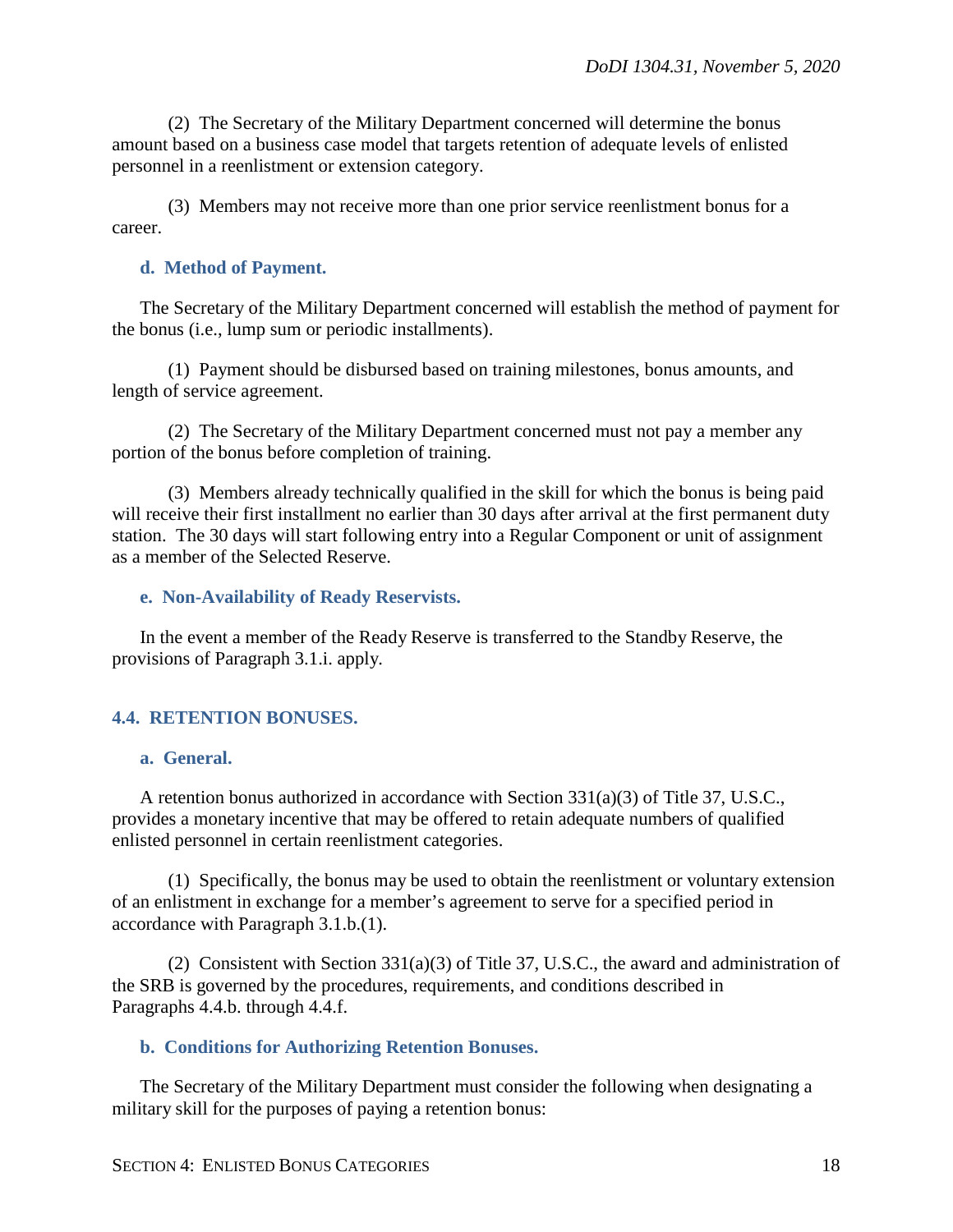(2) The Secretary of the Military Department concerned will determine the bonus amount based on a business case model that targets retention of adequate levels of enlisted personnel in a reenlistment or extension category.

(3) Members may not receive more than one prior service reenlistment bonus for a career.

### d. Method of Payment.

The Secretary of the Military Department concerned will establish the method of payment for the bonus (i.e., lump sum or periodic installments).

(1) Payment should be disbursed based on training milestones, bonus amounts, and length of service agreement.

(2) The Secretary of the Military Department concerned must not pay a member any portion of the bonus before completion of training.

(3) Members already technically qualified in the skill for which the bonus is being paid will receive their first installment no earlier than 30 days after arrival at the first permanent duty station. The 30 days will start following entry into a Regular Component or unit of assignment as a member of the Selected Reserve.

### e. Non-Availability of Ready Reservists.

In the event a member of the Ready Reserve is transferred to the Standby Reserve, the provisions of Paragraph 3.1.i. apply.

## 4.4. RETENTION BONUSES.

### a. General.

A retention bonus authorized in accordance with Section 331(a)(3) of Title 37, U.S.C., provides a monetary incentive that may be offered to retain adequate numbers of qualified enlisted personnel in certain reenlistment categories.

(1) Specifically, the bonus may be used to obtain the reenlistment or voluntary extension of an enlistment in exchange for a member's agreement to serve for a specified period in accordance with Paragraph 3.1.b.(1).

(2) Consistent with Section 331(a)(3) of Title 37, U.S.C., the award and administration of the SRB is governed by the procedures, requirements, and conditions described in Paragraphs 4.4.b. through 4.4.f.

### b. Conditions for Authorizing Retention Bonuses.

The Secretary of the Military Department must consider the following when designating a military skill for the purposes of paying a retention bonus: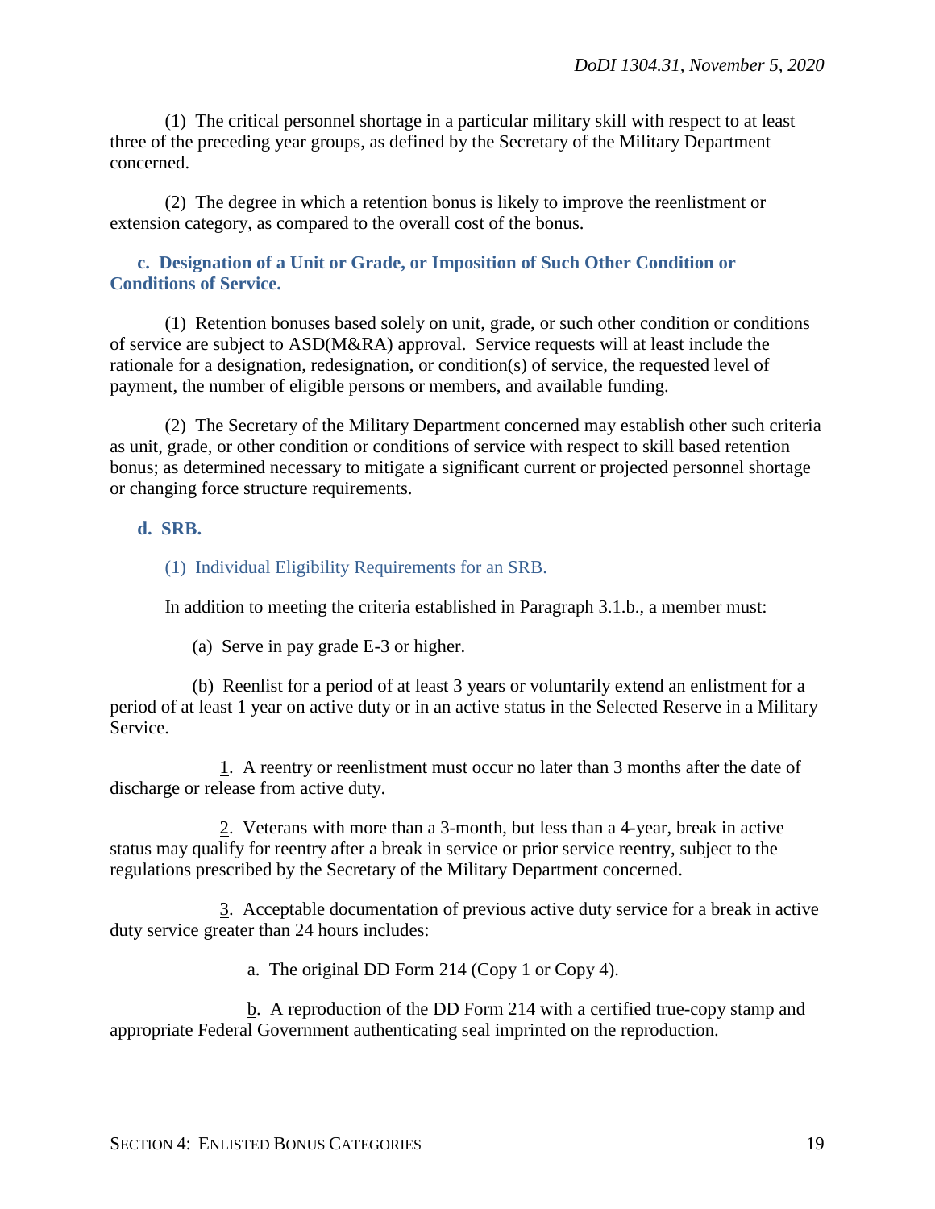(1) The critical personnel shortage in a particular military skill with respect to at least three of the preceding year groups, as defined by the Secretary of the Military Department concerned.

(2) The degree in which a retention bonus is likely to improve the reenlistment or extension category, as compared to the overall cost of the bonus.

**c. Designation of a Unit or Grade, or Imposition of Such Other Condition or Conditions of Service.**

(1) Retention bonuses based solely on unit, grade, or such other condition or conditions of service are subject to ASD(M&RA) approval. Service requests will at least include the rationale for a designation, redesignation, or condition(s) of service, the requested level of payment, the number of eligible persons or members, and available funding.

(2) The Secretary of the Military Department concerned may establish other such criteria as unit, grade, or other condition or conditions of service with respect to skill based retention bonus; as determined necessary to mitigate a significant current or projected personnel shortage or changing force structure requirements.

**d. SRB.**

(1) Individual Eligibility Requirements for an SRB.

In addition to meeting the criteria established in Paragraph 3.1.b., a member must:

(a) Serve in pay grade E-3 or higher.

(b) Reenlist for a period of at least 3 years or voluntarily extend an enlistment for a period of at least 1 year on active duty or in an active status in the Selected Reserve in a Military Service.

1. A reentry or reenlistment must occur no later than 3 months after the date of discharge or release from active duty.

2. Veterans with more than a 3-month, but less than a 4-year, break in active status may qualify for reentry after a break in service or prior service reentry, subject to the regulations prescribed by the Secretary of the Military Department concerned.

3. Acceptable documentation of previous active duty service for a break in active duty service greater than 24 hours includes:

a. The original DD Form 214 (Copy 1 or Copy 4).

b. A reproduction of the DD Form 214 with a certified true-copy stamp and appropriate Federal Government authenticating seal imprinted on the reproduction.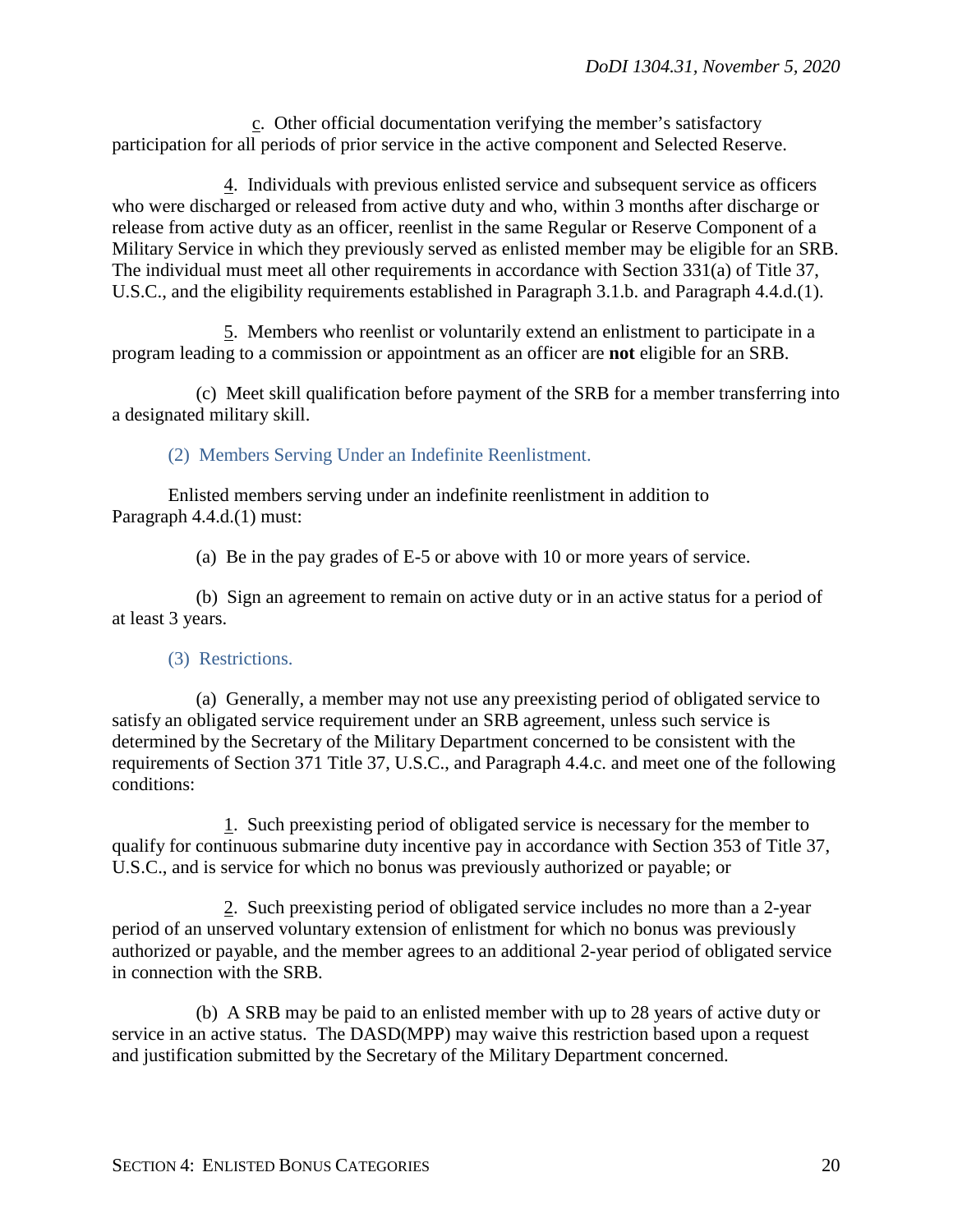c. Other official documentation verifying the member's satisfactory participation for all periods of prior service in the active component and Selected Reserve.

4. Individuals with previous enlisted service and subsequent service as officers who were discharged or released from active duty and who, within 3 months after discharge or release from active duty as an officer, reenlist in the same Regular or Reserve Component of a Military Service in which they previously served as enlisted member may be eligible for an SRB. The individual must meet all other requirements in accordance with Section 331(a) of Title 37, U.S.C., and the eligibility requirements established in Paragraph 3.1.b. and Paragraph 4.4.d.(1).

5. Members who reenlist or voluntarily extend an enlistment to participate in a program leading to a commission or appointment as an officer are **not** eligible for an SRB.

(c) Meet skill qualification before payment of the SRB for a member transferring into a designated military skill.

#### (2) Members Serving Under an Indefinite Reenlistment.

Enlisted members serving under an indefinite reenlistment in addition to Paragraph 4.4.d.(1) must:

(a) Be in the pay grades of E-5 or above with 10 or more years of service.

(b) Sign an agreement to remain on active duty or in an active status for a period of at least 3 years.

#### (3) Restrictions.

(a) Generally, a member may not use any preexisting period of obligated service to satisfy an obligated service requirement under an SRB agreement, unless such service is determined by the Secretary of the Military Department concerned to be consistent with the requirements of Section 371 Title 37, U.S.C., and Paragraph 4.4.c. and meet one of the following conditions:

1. Such preexisting period of obligated service is necessary for the member to qualify for continuous submarine duty incentive pay in accordance with Section 353 of Title 37, U.S.C., and is service for which no bonus was previously authorized or payable; or

2. Such preexisting period of obligated service includes no more than a 2-year period of an unserved voluntary extension of enlistment for which no bonus was previously authorized or payable, and the member agrees to an additional 2-year period of obligated service in connection with the SRB.

(b) A SRB may be paid to an enlisted member with up to 28 years of active duty or service in an active status. The DASD(MPP) may waive this restriction based upon a request and justification submitted by the Secretary of the Military Department concerned.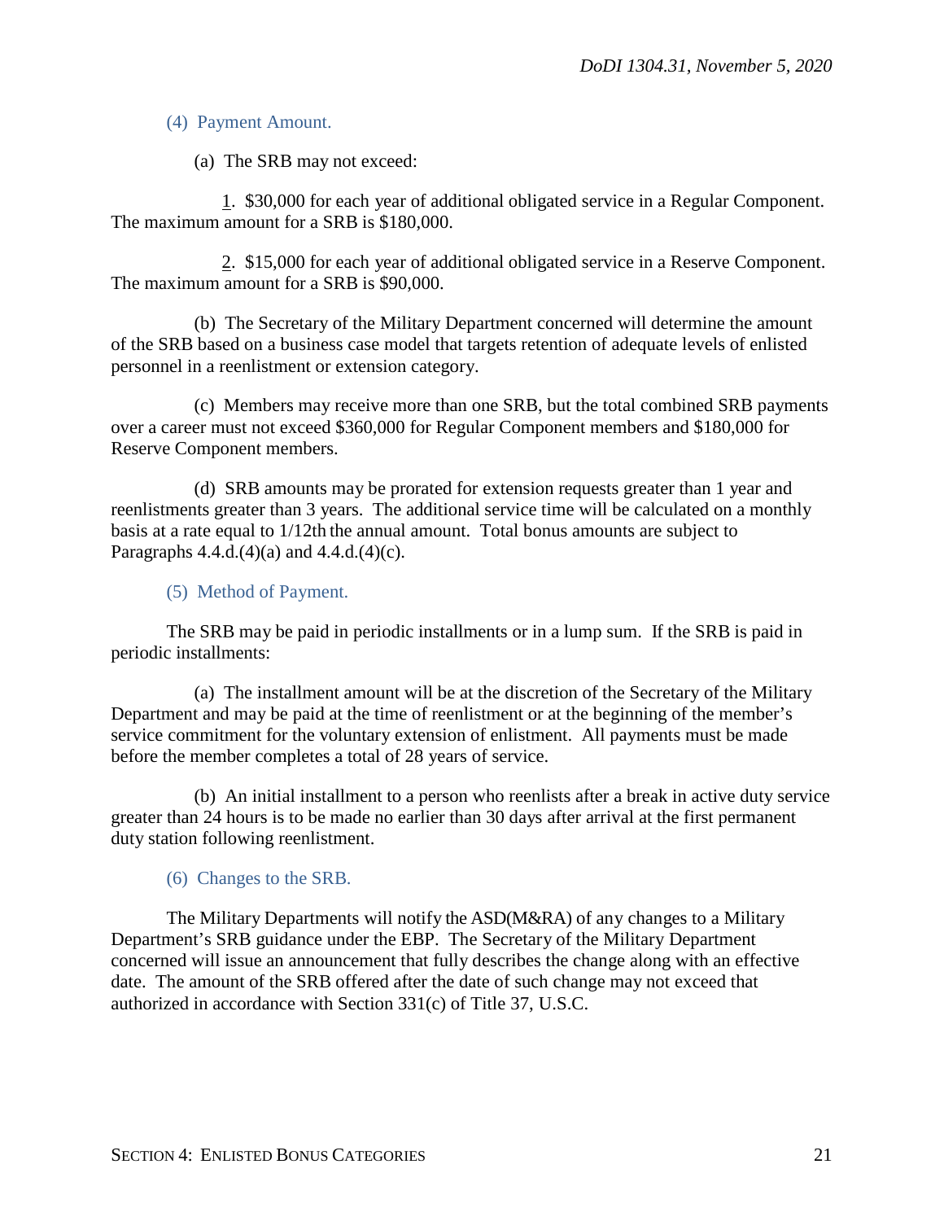(4) Payment Amount.

(a) The SRB may not exceed:

1. $30,000 for each year of additional obligated service in a Regular Component. The maximum amount for a SRB is $180,000.

2. $15,000 for each year of additional obligated service in a Reserve Component. The maximum amount for a SRB is $90,000.

(b) The Secretary of the Military Department concerned will determine the amount of the SRB based on a business case model that targets retention of adequate levels of enlisted personnel in a reenlistment or extension category.

(c) Members may receive more than one SRB, but the total combined SRB payments over a career must not exceed $360,000 for Regular Component members and $180,000 for Reserve Component members.

(d) SRB amounts may be prorated for extension requests greater than 1 year and reenlistments greater than 3 years. The additional service time will be calculated on a monthly basis at a rate equal to 1/12th the annual amount. Total bonus amounts are subject to Paragraphs 4.4.d.(4)(a) and 4.4.d.(4)(c).

(5) Method of Payment.

The SRB may be paid in periodic installments or in a lump sum. If the SRB is paid in periodic installments:

(a) The installment amount will be at the discretion of the Secretary of the Military Department and may be paid at the time of reenlistment or at the beginning of the member's service commitment for the voluntary extension of enlistment. All payments must be made before the member completes a total of 28 years of service.

(b) An initial installment to a person who reenlists after a break in active duty service greater than 24 hours is to be made no earlier than 30 days after arrival at the first permanent duty station following reenlistment.

(6) Changes to the SRB.

The Military Departments will notify the ASD(M&RA) of any changes to a Military Department's SRB guidance under the EBP. The Secretary of the Military Department concerned will issue an announcement that fully describes the change along with an effective date. The amount of the SRB offered after the date of such change may not exceed that authorized in accordance with Section 331(c) of Title 37, U.S.C.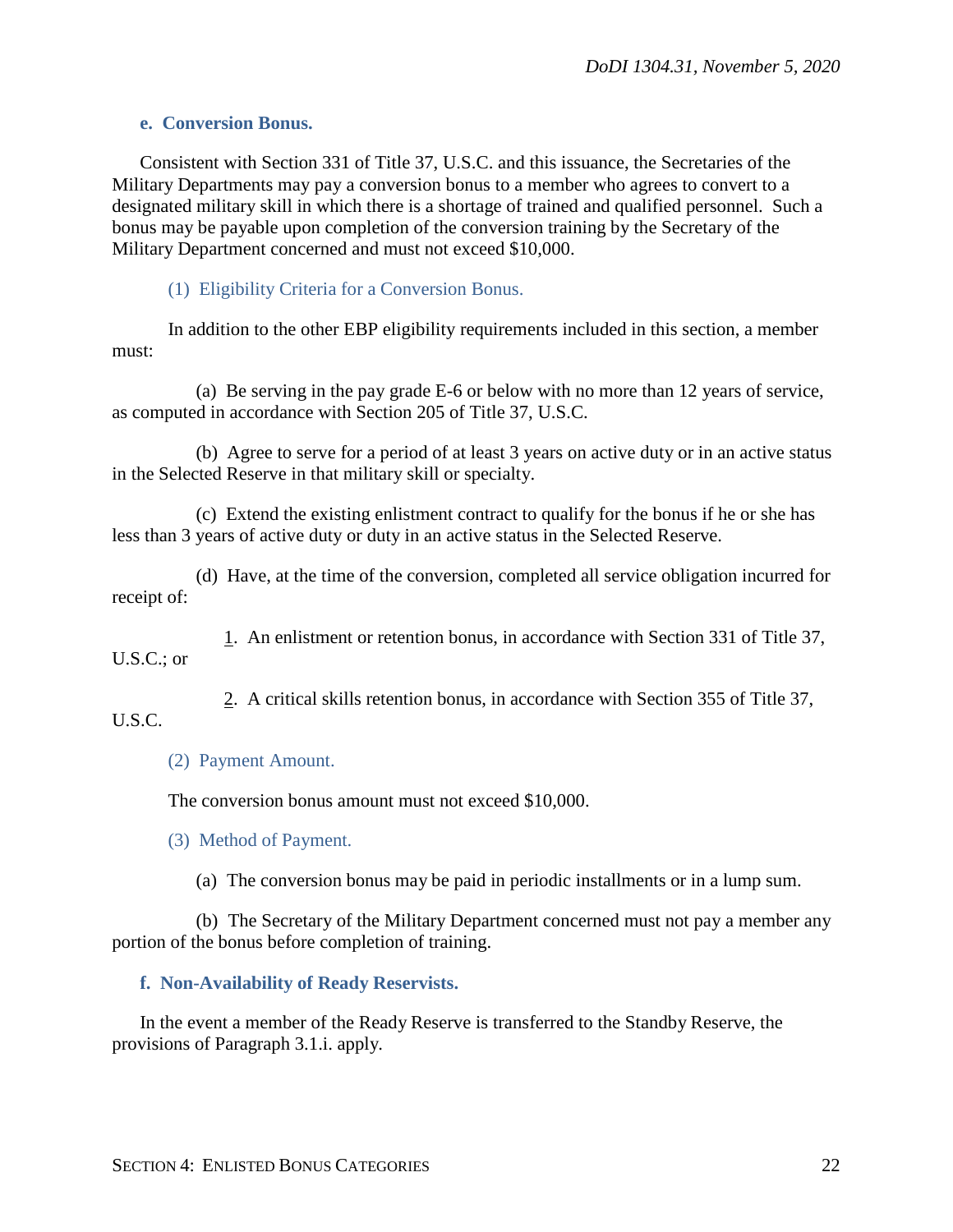### e. Conversion Bonus.

Consistent with Section 331 of Title 37, U.S.C. and this issuance, the Secretaries of the Military Departments may pay a conversion bonus to a member who agrees to convert to a designated military skill in which there is a shortage of trained and qualified personnel. Such a bonus may be payable upon completion of the conversion training by the Secretary of the Military Department concerned and must not exceed $10,000.

#### (1) Eligibility Criteria for a Conversion Bonus.

In addition to the other EBP eligibility requirements included in this section, a member must:

(a) Be serving in the pay grade E-6 or below with no more than 12 years of service, as computed in accordance with Section 205 of Title 37, U.S.C.

(b) Agree to serve for a period of at least 3 years on active duty or in an active status in the Selected Reserve in that military skill or specialty.

(c) Extend the existing enlistment contract to qualify for the bonus if he or she has less than 3 years of active duty or duty in an active status in the Selected Reserve.

(d) Have, at the time of the conversion, completed all service obligation incurred for receipt of:

1. An enlistment or retention bonus, in accordance with Section 331 of Title 37, U.S.C.; or

2. A critical skills retention bonus, in accordance with Section 355 of Title 37, U.S.C.

#### (2) Payment Amount.

The conversion bonus amount must not exceed $10,000.

#### (3) Method of Payment.

(a) The conversion bonus may be paid in periodic installments or in a lump sum.

(b) The Secretary of the Military Department concerned must not pay a member any portion of the bonus before completion of training.

### f. Non-Availability of Ready Reservists.

In the event a member of the Ready Reserve is transferred to the Standby Reserve, the provisions of Paragraph 3.1.i. apply.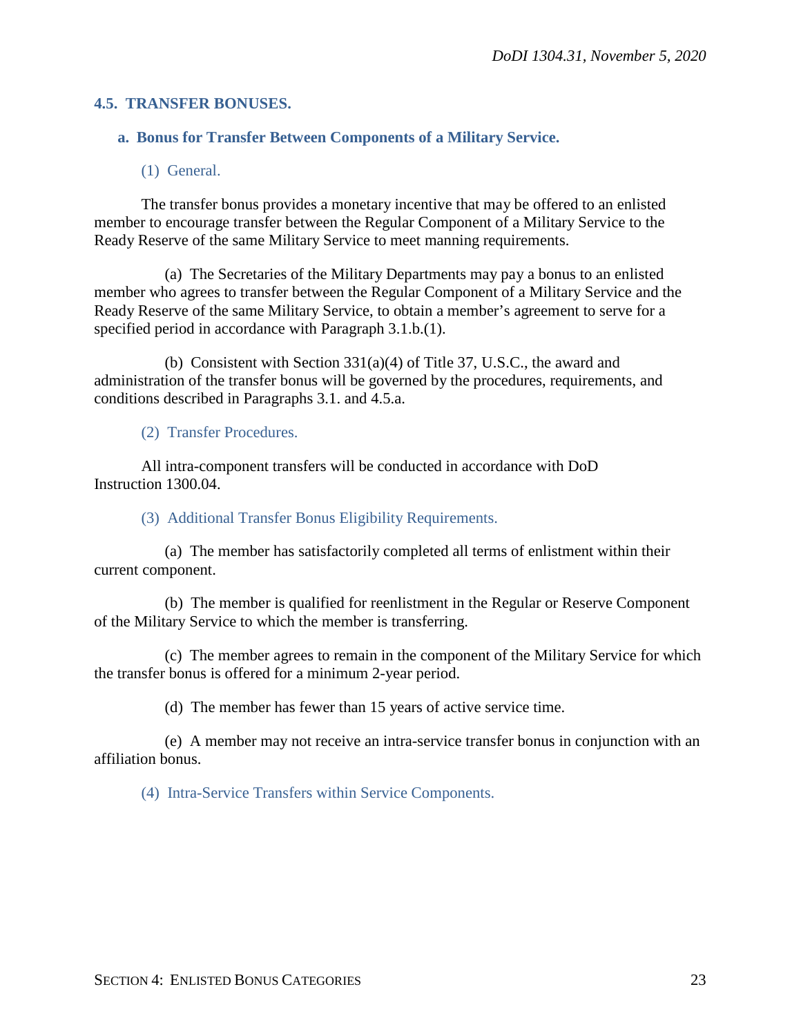## 4.5. TRANSFER BONUSES.

### a. Bonus for Transfer Between Components of a Military Service.

#### (1) General.

The transfer bonus provides a monetary incentive that may be offered to an enlisted member to encourage transfer between the Regular Component of a Military Service to the Ready Reserve of the same Military Service to meet manning requirements.

(a) The Secretaries of the Military Departments may pay a bonus to an enlisted member who agrees to transfer between the Regular Component of a Military Service and the Ready Reserve of the same Military Service, to obtain a member's agreement to serve for a specified period in accordance with Paragraph 3.1.b.(1).

(b) Consistent with Section 331(a)(4) of Title 37, U.S.C., the award and administration of the transfer bonus will be governed by the procedures, requirements, and conditions described in Paragraphs 3.1. and 4.5.a.

#### (2) Transfer Procedures.

All intra-component transfers will be conducted in accordance with DoD Instruction 1300.04.

#### (3) Additional Transfer Bonus Eligibility Requirements.

(a) The member has satisfactorily completed all terms of enlistment within their current component.

(b) The member is qualified for reenlistment in the Regular or Reserve Component of the Military Service to which the member is transferring.

(c) The member agrees to remain in the component of the Military Service for which the transfer bonus is offered for a minimum 2-year period.

(d) The member has fewer than 15 years of active service time.

(e) A member may not receive an intra-service transfer bonus in conjunction with an affiliation bonus.

#### (4) Intra-Service Transfers within Service Components.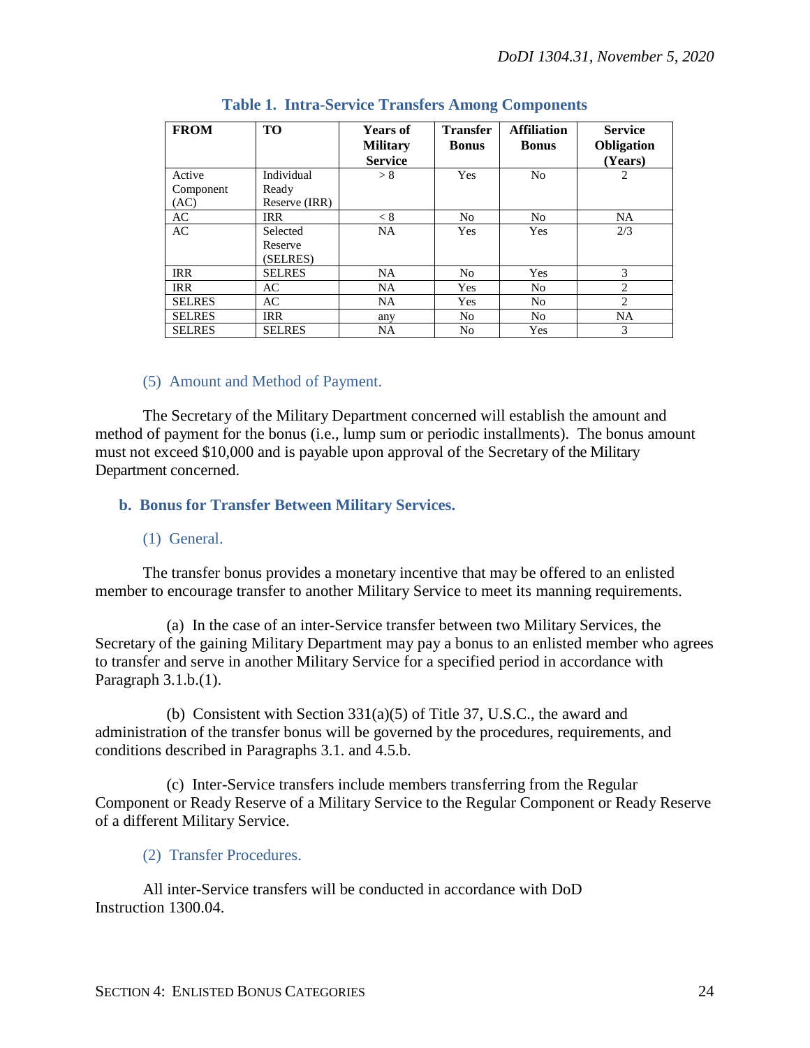**Table 1. Intra-Service Transfers Among Components**

| FROM | TO | Years of Military Service | Transfer Bonus | Affiliation Bonus | Service Obligation (Years) |
|---|---|---|---|---|---|
| Active Component (AC) | Individual Ready Reserve (IRR) | > 8 | Yes | No | 2 |
| AC | IRR | < 8 | No | No | NA |
| AC | Selected Reserve (SELRES) | NA | Yes | Yes | 2/3 |
| IRR | SELRES | NA | No | Yes | 3 |
| IRR | AC | NA | Yes | No | 2 |
| SELRES | AC | NA | Yes | No | 2 |
| SELRES | IRR | any | No | No | NA |
| SELRES | SELRES | NA | No | Yes | 3 |

(5) Amount and Method of Payment.

The Secretary of the Military Department concerned will establish the amount and method of payment for the bonus (i.e., lump sum or periodic installments). The bonus amount must not exceed $10,000 and is payable upon approval of the Secretary of the Military Department concerned.

**b. Bonus for Transfer Between Military Services.**

(1) General.

The transfer bonus provides a monetary incentive that may be offered to an enlisted member to encourage transfer to another Military Service to meet its manning requirements.

(a) In the case of an inter-Service transfer between two Military Services, the Secretary of the gaining Military Department may pay a bonus to an enlisted member who agrees to transfer and serve in another Military Service for a specified period in accordance with Paragraph 3.1.b.(1).

(b) Consistent with Section 331(a)(5) of Title 37, U.S.C., the award and administration of the transfer bonus will be governed by the procedures, requirements, and conditions described in Paragraphs 3.1. and 4.5.b.

(c) Inter-Service transfers include members transferring from the Regular Component or Ready Reserve of a Military Service to the Regular Component or Ready Reserve of a different Military Service.

(2) Transfer Procedures.

All inter-Service transfers will be conducted in accordance with DoD Instruction 1300.04.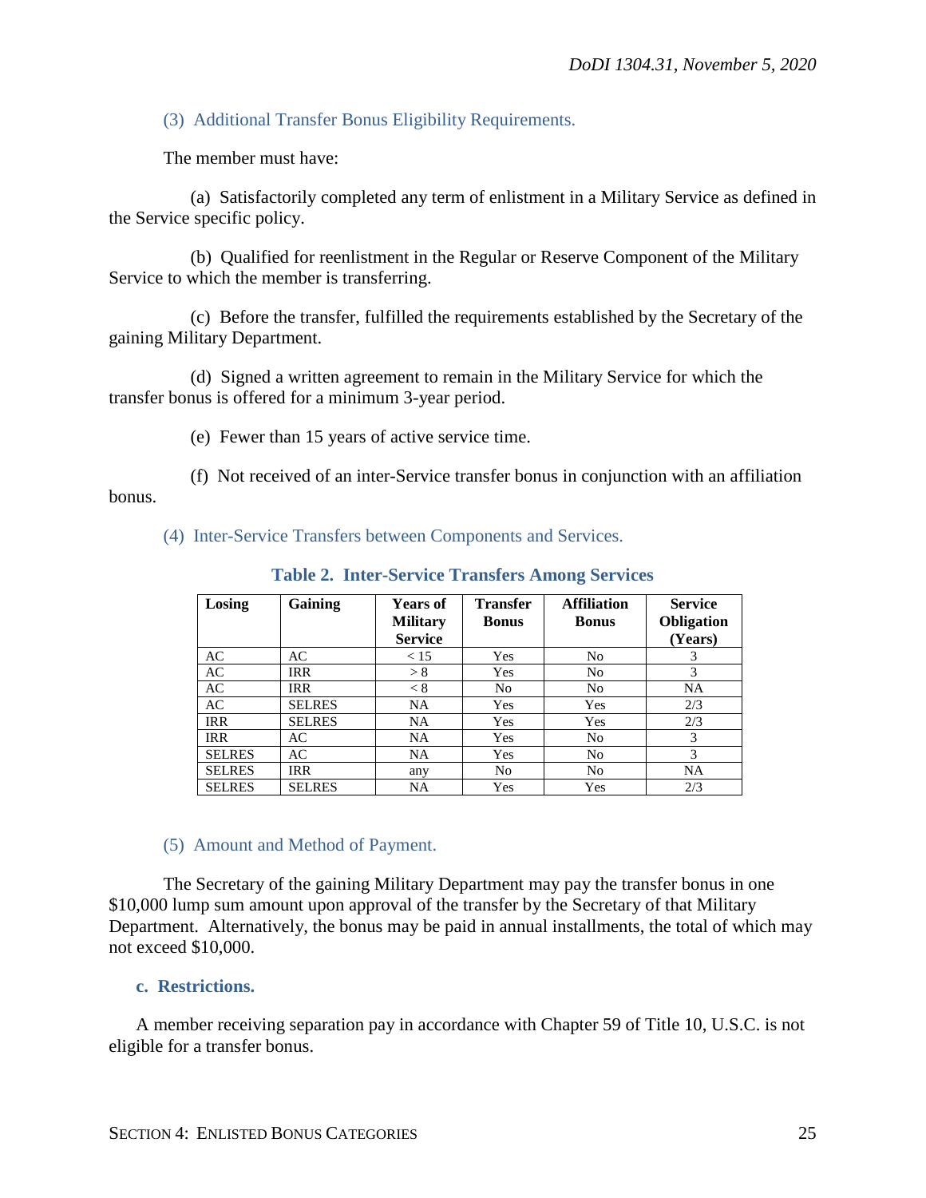(3) Additional Transfer Bonus Eligibility Requirements.

The member must have:

(a) Satisfactorily completed any term of enlistment in a Military Service as defined in the Service specific policy.

(b) Qualified for reenlistment in the Regular or Reserve Component of the Military Service to which the member is transferring.

(c) Before the transfer, fulfilled the requirements established by the Secretary of the gaining Military Department.

(d) Signed a written agreement to remain in the Military Service for which the transfer bonus is offered for a minimum 3-year period.

(e) Fewer than 15 years of active service time.

(f) Not received of an inter-Service transfer bonus in conjunction with an affiliation bonus.

(4) Inter-Service Transfers between Components and Services.

**Table 2. Inter-Service Transfers Among Services**

| Losing | Gaining | Years of Military Service | Transfer Bonus | Affiliation Bonus | Service Obligation (Years) |
|---|---|---|---|---|---|
| AC | AC | < 15 | Yes | No | 3 |
| AC | IRR | > 8 | Yes | No | 3 |
| AC | IRR | < 8 | No | No | NA |
| AC | SELRES | NA | Yes | Yes | 2/3 |
| IRR | SELRES | NA | Yes | Yes | 2/3 |
| IRR | AC | NA | Yes | No | 3 |
| SELRES | AC | NA | Yes | No | 3 |
| SELRES | IRR | any | No | No | NA |
| SELRES | SELRES | NA | Yes | Yes | 2/3 |

(5) Amount and Method of Payment.

The Secretary of the gaining Military Department may pay the transfer bonus in one $10,000 lump sum amount upon approval of the transfer by the Secretary of that Military Department. Alternatively, the bonus may be paid in annual installments, the total of which may not exceed $10,000.

**c. Restrictions.**

A member receiving separation pay in accordance with Chapter 59 of Title 10, U.S.C. is not eligible for a transfer bonus.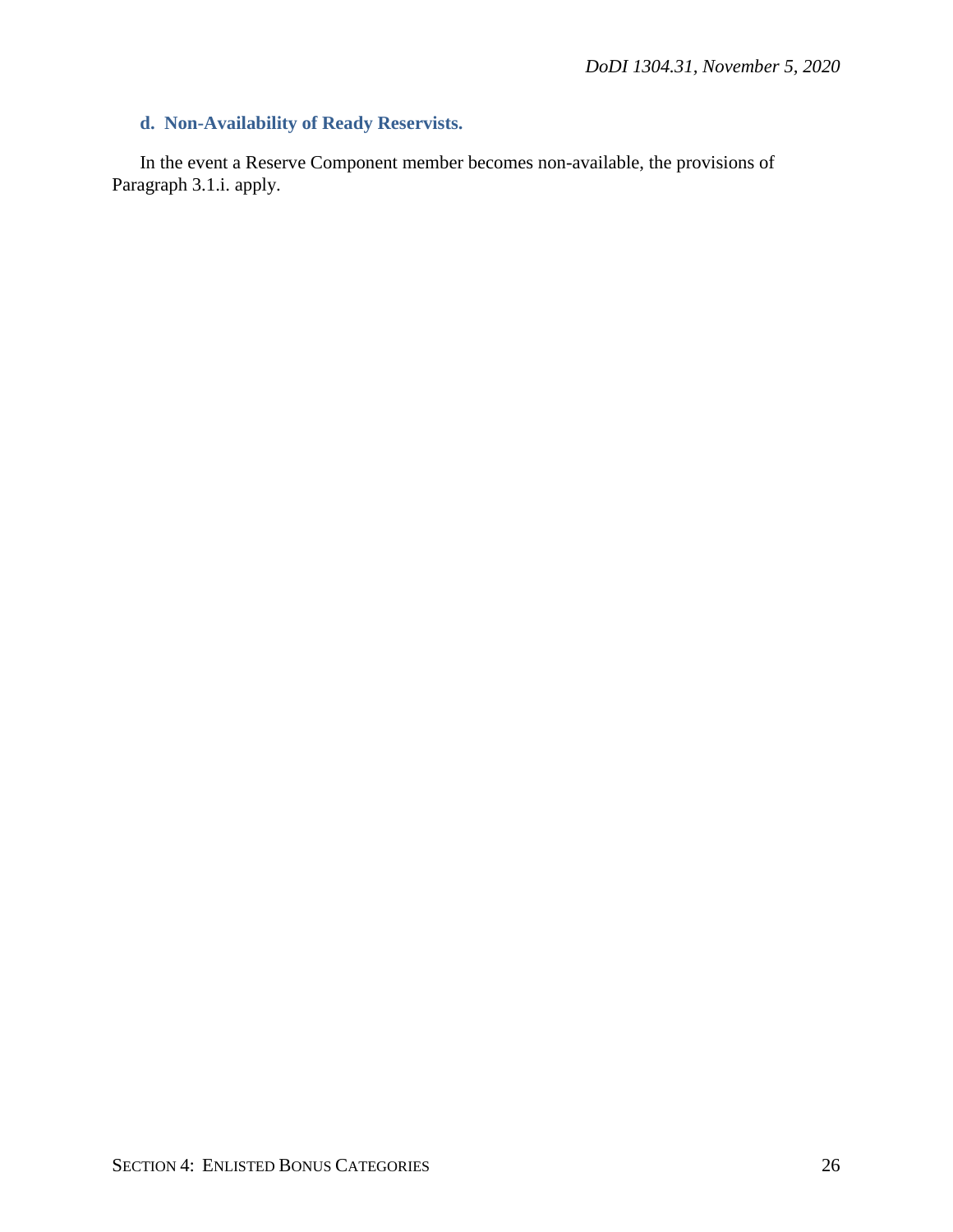### d. Non-Availability of Ready Reservists.

In the event a Reserve Component member becomes non-available, the provisions of Paragraph 3.1.i. apply.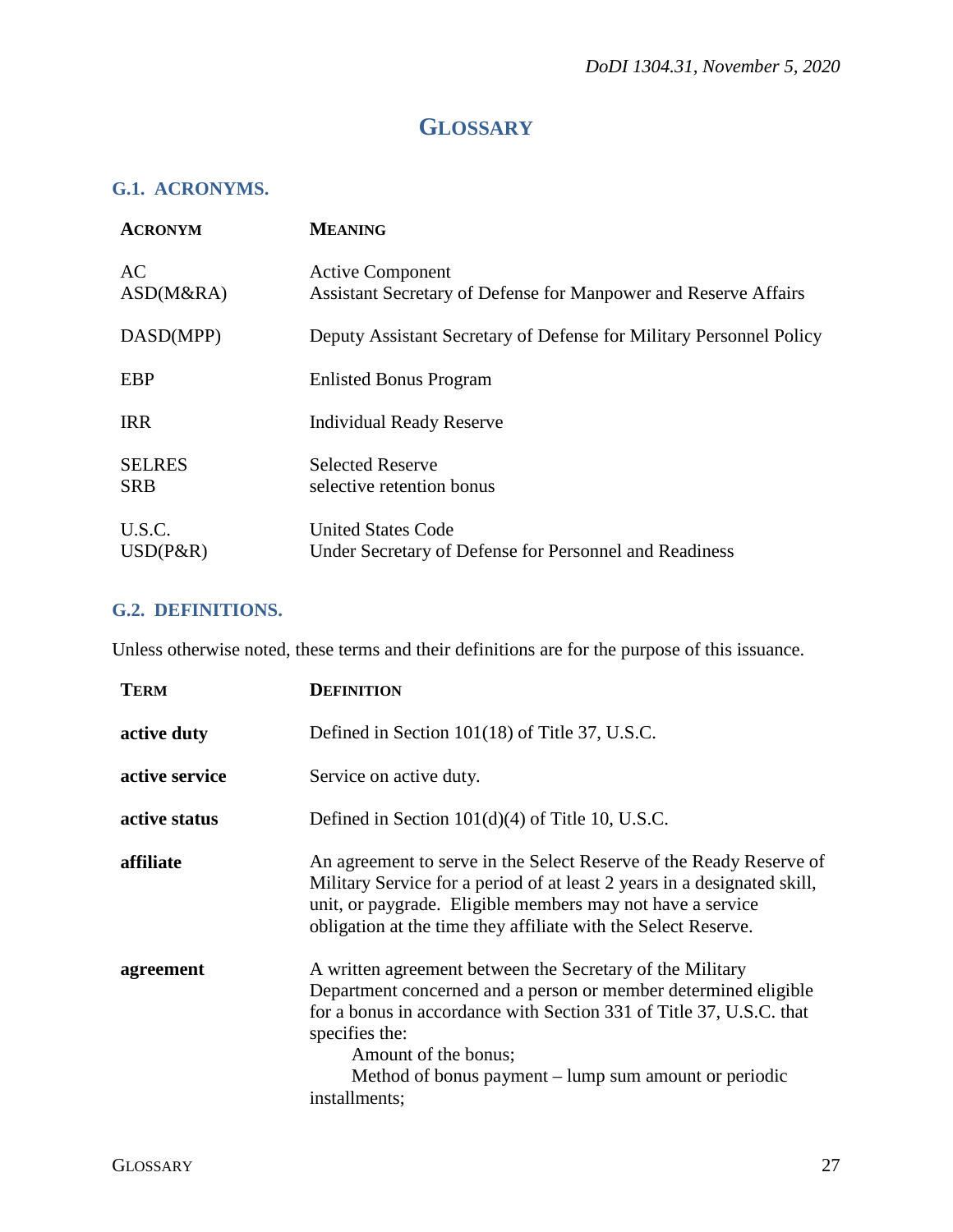# GLOSSARY

## G.1. ACRONYMS.

| ACRONYM | MEANING |
|---|---|
| AC | Active Component |
| ASD(M&RA) | Assistant Secretary of Defense for Manpower and Reserve Affairs |
| DASD(MPP) | Deputy Assistant Secretary of Defense for Military Personnel Policy |
| EBP | Enlisted Bonus Program |
| IRR | Individual Ready Reserve |
| SELRES | Selected Reserve |
| SRB | selective retention bonus |
| U.S.C. | United States Code |
| USD(P&R) | Under Secretary of Defense for Personnel and Readiness |

## G.2. DEFINITIONS.

Unless otherwise noted, these terms and their definitions are for the purpose of this issuance.

| TERM | DEFINITION |
|---|---|
| **active duty** | Defined in Section 101(18) of Title 37, U.S.C. |
| **active service** | Service on active duty. |
| **active status** | Defined in Section 101(d)(4) of Title 10, U.S.C. |
| **affiliate** | An agreement to serve in the Select Reserve of the Ready Reserve of Military Service for a period of at least 2 years in a designated skill, unit, or paygrade. Eligible members may not have a service obligation at the time they affiliate with the Select Reserve. |
| **agreement** | A written agreement between the Secretary of the Military Department concerned and a person or member determined eligible for a bonus in accordance with Section 331 of Title 37, U.S.C. that specifies the:<br>Amount of the bonus;<br>Method of bonus payment – lump sum amount or periodic installments; |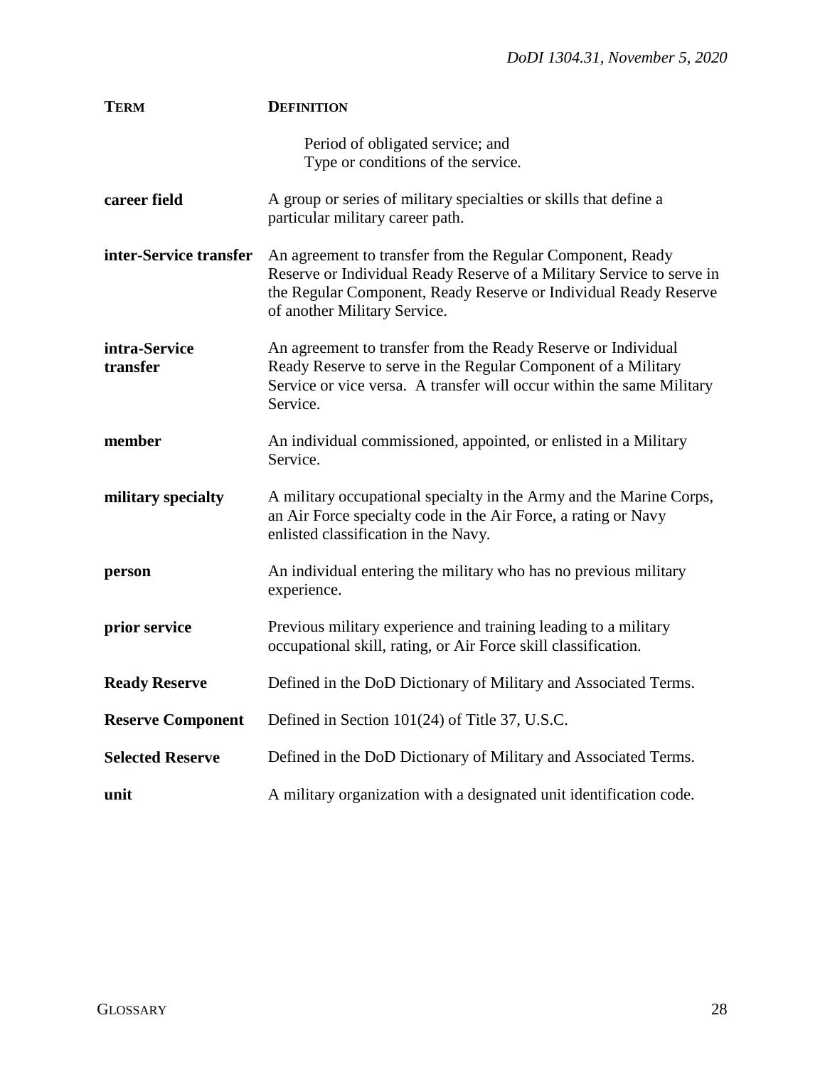| TERM | DEFINITION |
| --- | --- |
| | Period of obligated service; and<br>Type or conditions of the service. |
| **career field** | A group or series of military specialties or skills that define a particular military career path. |
| **inter-Service transfer** | An agreement to transfer from the Regular Component, Ready Reserve or Individual Ready Reserve of a Military Service to serve in the Regular Component, Ready Reserve or Individual Ready Reserve of another Military Service. |
| **intra-Service transfer** | An agreement to transfer from the Ready Reserve or Individual Ready Reserve to serve in the Regular Component of a Military Service or vice versa. A transfer will occur within the same Military Service. |
| **member** | An individual commissioned, appointed, or enlisted in a Military Service. |
| **military specialty** | A military occupational specialty in the Army and the Marine Corps, an Air Force specialty code in the Air Force, a rating or Navy enlisted classification in the Navy. |
| **person** | An individual entering the military who has no previous military experience. |
| **prior service** | Previous military experience and training leading to a military occupational skill, rating, or Air Force skill classification. |
| **Ready Reserve** | Defined in the DoD Dictionary of Military and Associated Terms. |
| **Reserve Component** | Defined in Section 101(24) of Title 37, U.S.C. |
| **Selected Reserve** | Defined in the DoD Dictionary of Military and Associated Terms. |
| **unit** | A military organization with a designated unit identification code. |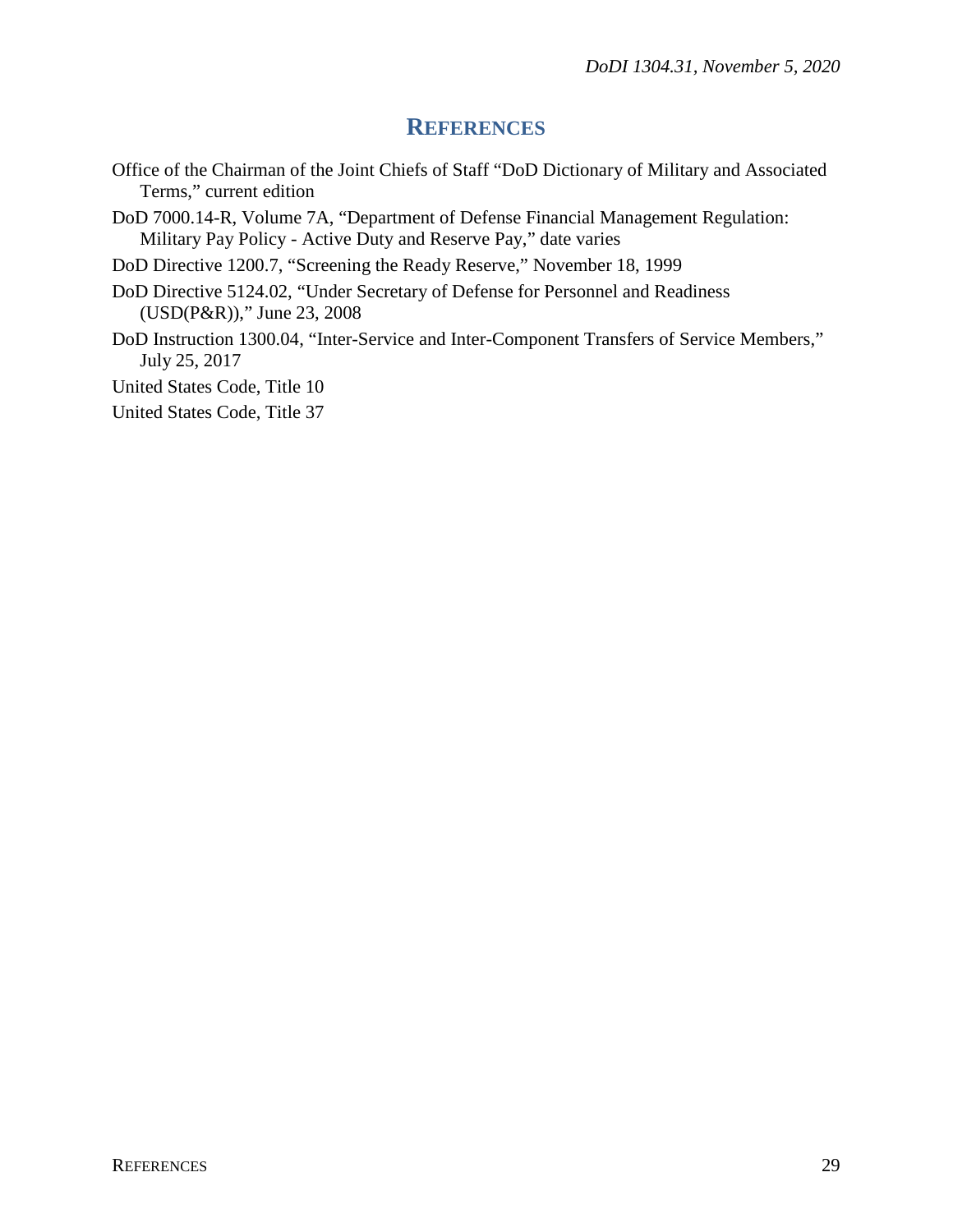# REFERENCES

Office of the Chairman of the Joint Chiefs of Staff "DoD Dictionary of Military and Associated Terms," current edition

DoD 7000.14-R, Volume 7A, "Department of Defense Financial Management Regulation: Military Pay Policy - Active Duty and Reserve Pay," date varies

DoD Directive 1200.7, "Screening the Ready Reserve," November 18, 1999

DoD Directive 5124.02, "Under Secretary of Defense for Personnel and Readiness (USD(P&R))," June 23, 2008

DoD Instruction 1300.04, "Inter-Service and Inter-Component Transfers of Service Members," July 25, 2017

United States Code, Title 10

United States Code, Title 37